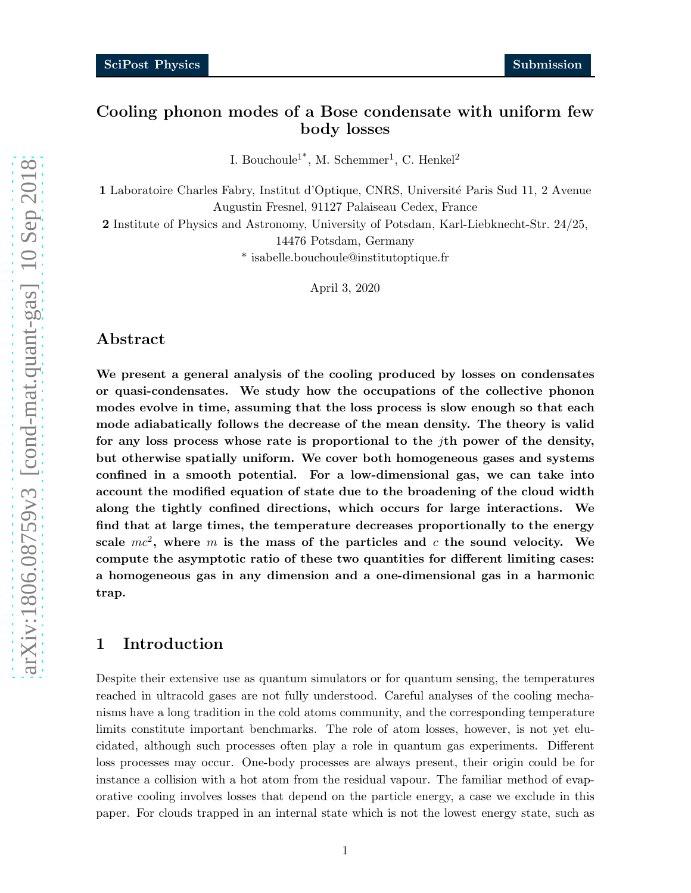# Cooling phonon modes of a Bose condensate with uniform few body losses

I. Bouchoule[1*], M. Schemmer[1], C. Henkel[2]

**1** Laboratoire Charles Fabry, Institut d'Optique, CNRS, Université Paris Sud 11, 2 Avenue Augustin Fresnel, 91127 Palaiseau Cedex, France

**2** Institute of Physics and Astronomy, University of Potsdam, Karl-Liebknecht-Str. 24/25, 14476 Potsdam, Germany

\* isabelle.bouchoule@institutoptique.fr

April 3, 2020

## Abstract

**We present a general analysis of the cooling produced by losses on condensates or quasi-condensates. We study how the occupations of the collective phonon modes evolve in time, assuming that the loss process is slow enough so that each mode adiabatically follows the decrease of the mean density. The theory is valid for any loss process whose rate is proportional to the $j$th power of the density, but otherwise spatially uniform. We cover both homogeneous gases and systems confined in a smooth potential. For a low-dimensional gas, we can take into account the modified equation of state due to the broadening of the cloud width along the tightly confined directions, which occurs for large interactions. We find that at large times, the temperature decreases proportionally to the energy scale $mc^2$, where $m$ is the mass of the particles and $c$ the sound velocity. We compute the asymptotic ratio of these two quantities for different limiting cases: a homogeneous gas in any dimension and a one-dimensional gas in a harmonic trap.**

## 1 Introduction

Despite their extensive use as quantum simulators or for quantum sensing, the temperatures reached in ultracold gases are not fully understood. Careful analyses of the cooling mechanisms have a long tradition in the cold atoms community, and the corresponding temperature limits constitute important benchmarks. The role of atom losses, however, is not yet elucidated, although such processes often play a role in quantum gas experiments. Different loss processes may occur. One-body processes are always present, their origin could be for instance a collision with a hot atom from the residual vapour. The familiar method of evaporative cooling involves losses that depend on the particle energy, a case we exclude in this paper. For clouds trapped in an internal state which is not the lowest energy state, such as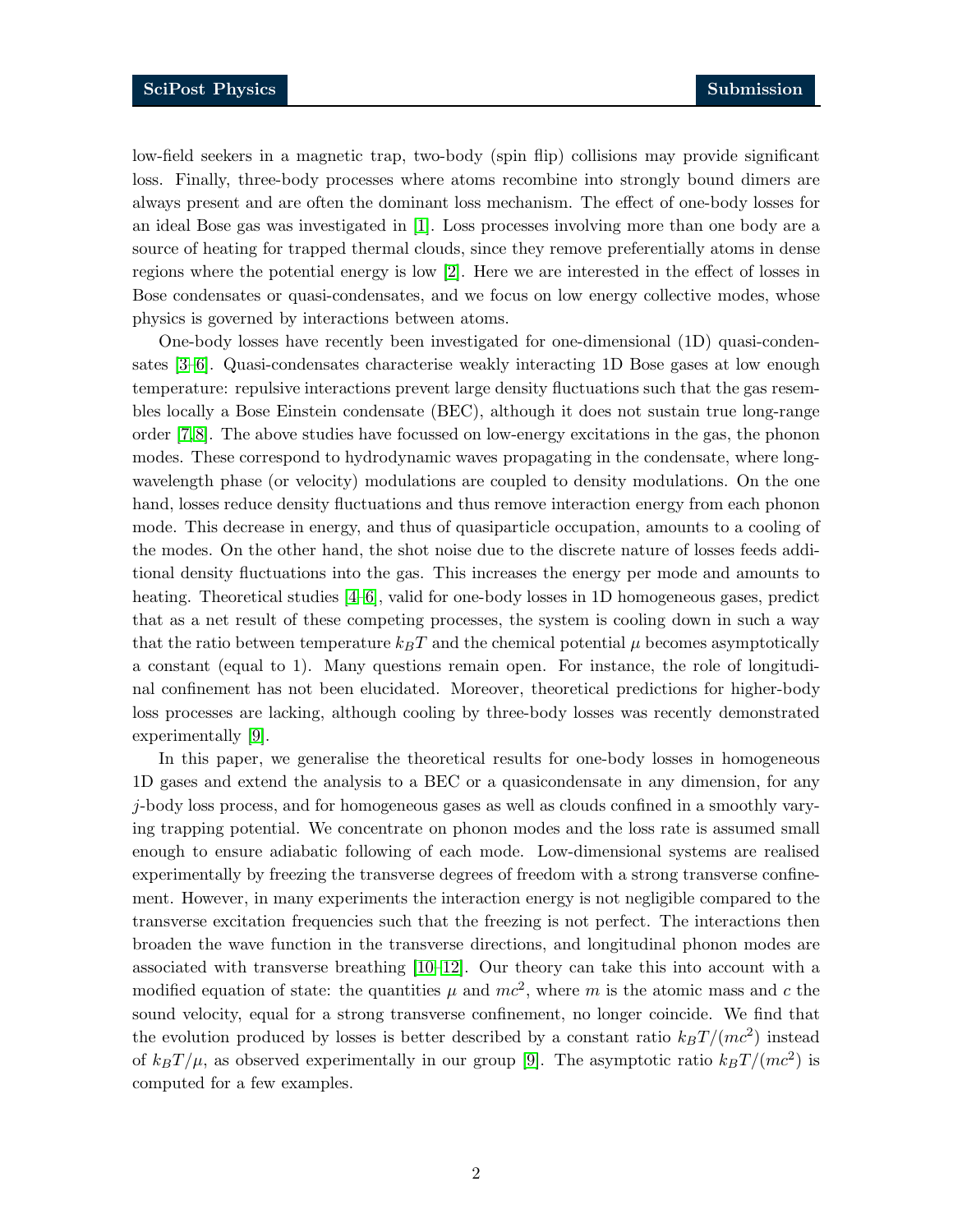low-field seekers in a magnetic trap, two-body (spin flip) collisions may provide significant loss. Finally, three-body processes where atoms recombine into strongly bound dimers are always present and are often the dominant loss mechanism. The effect of one-body losses for an ideal Bose gas was investigated in [1]. Loss processes involving more than one body are a source of heating for trapped thermal clouds, since they remove preferentially atoms in dense regions where the potential energy is low [2]. Here we are interested in the effect of losses in Bose condensates or quasi-condensates, and we focus on low energy collective modes, whose physics is governed by interactions between atoms.

One-body losses have recently been investigated for one-dimensional (1D) quasi-condensates [3–6]. Quasi-condensates characterise weakly interacting 1D Bose gases at low enough temperature: repulsive interactions prevent large density fluctuations such that the gas resembles locally a Bose Einstein condensate (BEC), although it does not sustain true long-range order [7,8]. The above studies have focussed on low-energy excitations in the gas, the phonon modes. These correspond to hydrodynamic waves propagating in the condensate, where long-wavelength phase (or velocity) modulations are coupled to density modulations. On the one hand, losses reduce density fluctuations and thus remove interaction energy from each phonon mode. This decrease in energy, and thus of quasiparticle occupation, amounts to a cooling of the modes. On the other hand, the shot noise due to the discrete nature of losses feeds additional density fluctuations into the gas. This increases the energy per mode and amounts to heating. Theoretical studies [4–6], valid for one-body losses in 1D homogeneous gases, predict that as a net result of these competing processes, the system is cooling down in such a way that the ratio between temperature $k_BT$ and the chemical potential $\mu$ becomes asymptotically a constant (equal to 1). Many questions remain open. For instance, the role of longitudinal confinement has not been elucidated. Moreover, theoretical predictions for higher-body loss processes are lacking, although cooling by three-body losses was recently demonstrated experimentally [9].

In this paper, we generalise the theoretical results for one-body losses in homogeneous 1D gases and extend the analysis to a BEC or a quasicondensate in any dimension, for any $j$-body loss process, and for homogeneous gases as well as clouds confined in a smoothly varying trapping potential. We concentrate on phonon modes and the loss rate is assumed small enough to ensure adiabatic following of each mode. Low-dimensional systems are realised experimentally by freezing the transverse degrees of freedom with a strong transverse confinement. However, in many experiments the interaction energy is not negligible compared to the transverse excitation frequencies such that the freezing is not perfect. The interactions then broaden the wave function in the transverse directions, and longitudinal phonon modes are associated with transverse breathing [10–12]. Our theory can take this into account with a modified equation of state: the quantities $\mu$ and $mc^2$, where $m$ is the atomic mass and $c$ the sound velocity, equal for a strong transverse confinement, no longer coincide. We find that the evolution produced by losses is better described by a constant ratio $k_BT/(mc^2)$ instead of $k_BT/\mu$, as observed experimentally in our group [9]. The asymptotic ratio $k_BT/(mc^2)$ is computed for a few examples.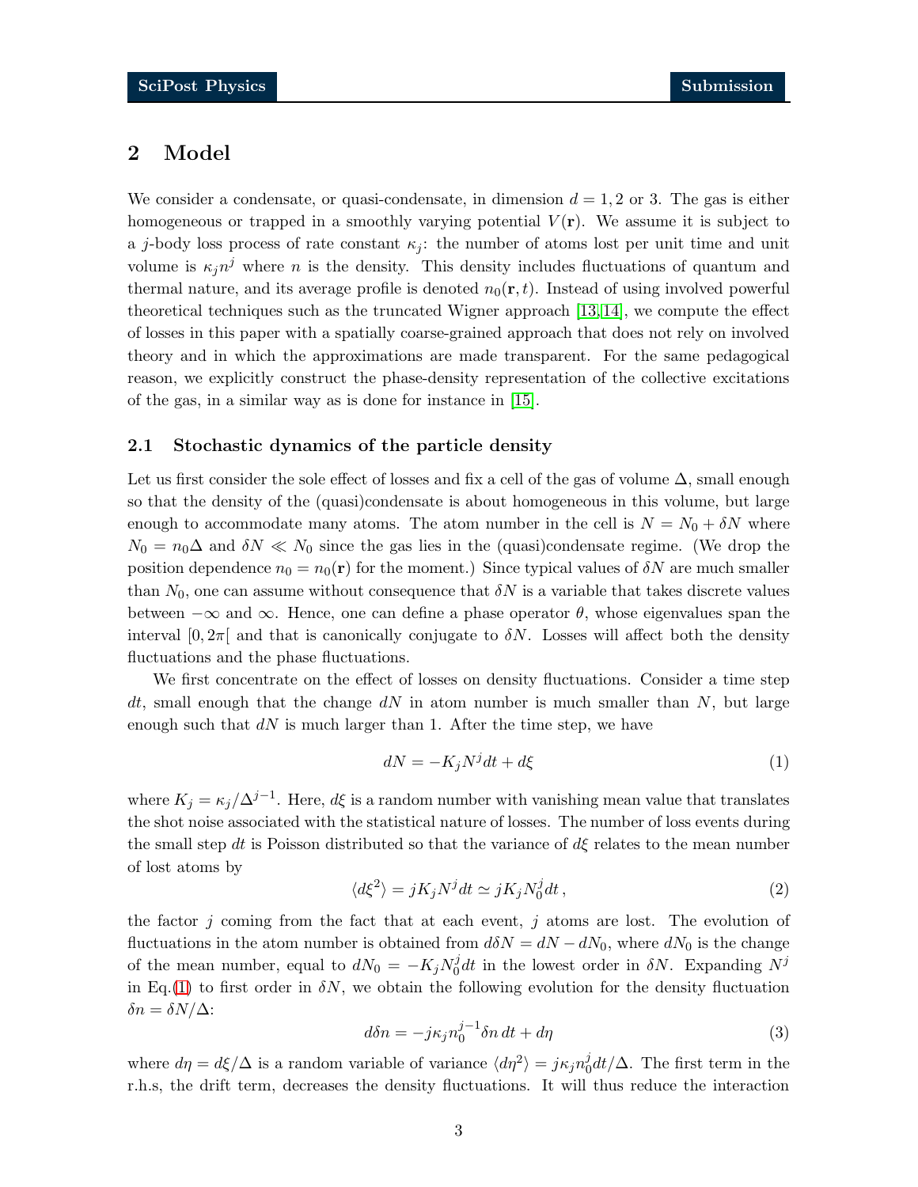## 2 Model

We consider a condensate, or quasi-condensate, in dimension $d = 1, 2$ or $3$. The gas is either homogeneous or trapped in a smoothly varying potential $V(\mathbf{r})$. We assume it is subject to a $j$-body loss process of rate constant $\kappa_j$: the number of atoms lost per unit time and unit volume is $\kappa_j n^j$ where $n$ is the density. This density includes fluctuations of quantum and thermal nature, and its average profile is denoted $n_0(\mathbf{r}, t)$. Instead of using involved powerful theoretical techniques such as the truncated Wigner approach [13,14], we compute the effect of losses in this paper with a spatially coarse-grained approach that does not rely on involved theory and in which the approximations are made transparent. For the same pedagogical reason, we explicitly construct the phase-density representation of the collective excitations of the gas, in a similar way as is done for instance in [15].

### 2.1 Stochastic dynamics of the particle density

Let us first consider the sole effect of losses and fix a cell of the gas of volume $\Delta$, small enough so that the density of the (quasi)condensate is about homogeneous in this volume, but large enough to accommodate many atoms. The atom number in the cell is $N = N_0 + \delta N$ where $N_0 = n_0 \Delta$ and $\delta N \ll N_0$ since the gas lies in the (quasi)condensate regime. (We drop the position dependence $n_0 = n_0(\mathbf{r})$ for the moment.) Since typical values of $\delta N$ are much smaller than $N_0$, one can assume without consequence that $\delta N$ is a variable that takes discrete values between $-\infty$ and $\infty$. Hence, one can define a phase operator $\theta$, whose eigenvalues span the interval $[0, 2\pi[$ and that is canonically conjugate to $\delta N$. Losses will affect both the density fluctuations and the phase fluctuations.

We first concentrate on the effect of losses on density fluctuations. Consider a time step $dt$, small enough that the change $dN$ in atom number is much smaller than $N$, but large enough such that $dN$ is much larger than 1. After the time step, we have

$$dN = -K_j N^j dt + d\xi \tag{1}$$

where $K_j = \kappa_j / \Delta^{j-1}$. Here, $d\xi$ is a random number with vanishing mean value that translates the shot noise associated with the statistical nature of losses. The number of loss events during the small step $dt$ is Poisson distributed so that the variance of $d\xi$ relates to the mean number of lost atoms by

$$\langle d\xi^2 \rangle = j K_j N^j dt \simeq j K_j N_0^j dt \,, \tag{2}$$

the factor $j$ coming from the fact that at each event, $j$ atoms are lost. The evolution of fluctuations in the atom number is obtained from $d\delta N = dN - dN_0$, where $dN_0$ is the change of the mean number, equal to $dN_0 = -K_j N_0^j dt$ in the lowest order in $\delta N$. Expanding $N^j$ in Eq.(1) to first order in $\delta N$, we obtain the following evolution for the density fluctuation $\delta n = \delta N / \Delta$:

$$d\delta n = -j \kappa_j n_0^{j-1} \delta n \, dt + d\eta \tag{3}$$

where $d\eta = d\xi / \Delta$ is a random variable of variance $\langle d\eta^2 \rangle = j \kappa_j n_0^j dt / \Delta$. The first term in the r.h.s, the drift term, decreases the density fluctuations. It will thus reduce the interaction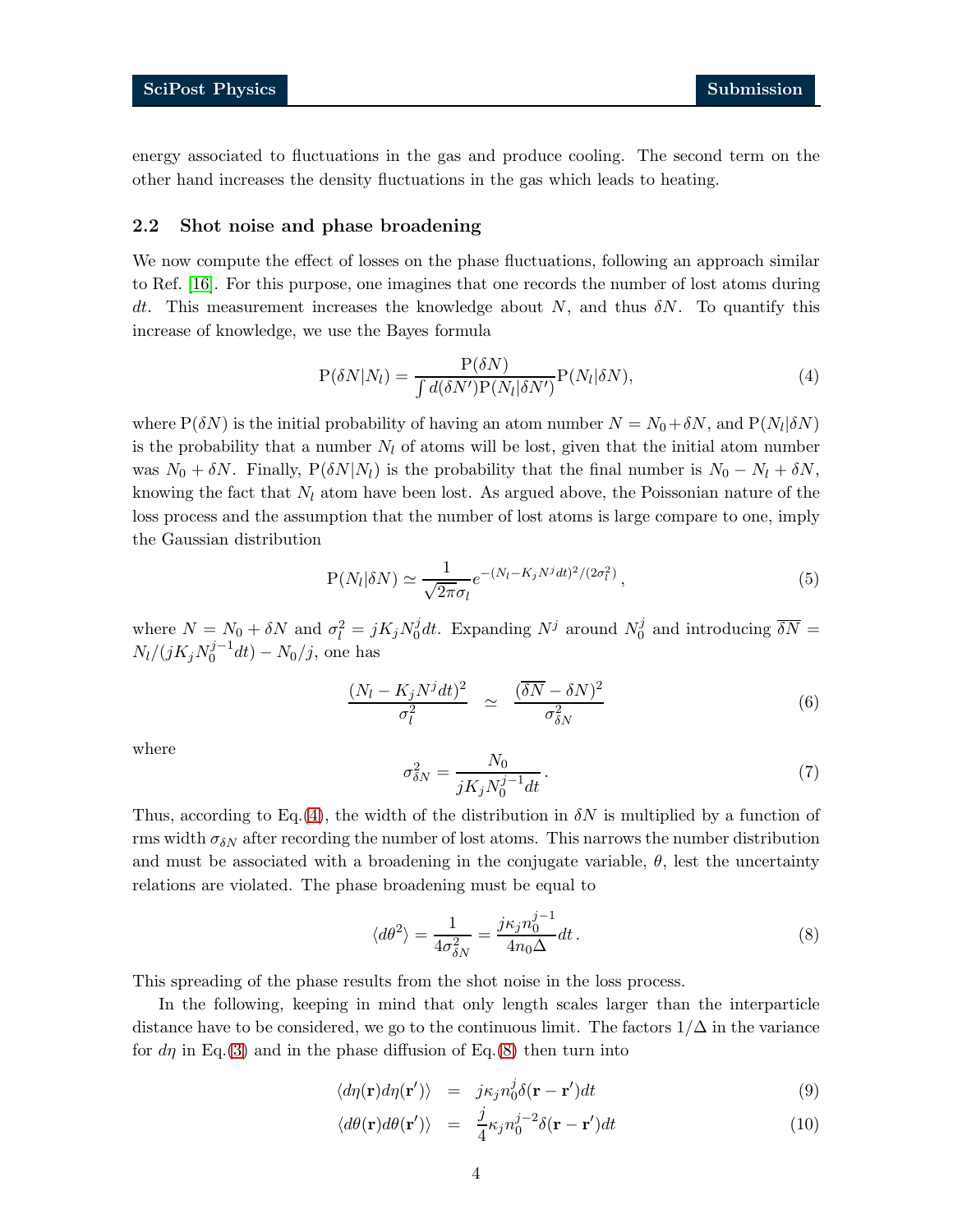energy associated to fluctuations in the gas and produce cooling. The second term on the other hand increases the density fluctuations in the gas which leads to heating.

### 2.2 Shot noise and phase broadening

We now compute the effect of losses on the phase fluctuations, following an approach similar to Ref. [16]. For this purpose, one imagines that one records the number of lost atoms during $dt$. This measurement increases the knowledge about $N$, and thus $\delta N$. To quantify this increase of knowledge, we use the Bayes formula

$$\mathrm{P}(\delta N|N_l) = \frac{\mathrm{P}(\delta N)}{\int d(\delta N')\mathrm{P}(N_l|\delta N')}\mathrm{P}(N_l|\delta N), \tag{4}$$

where $\mathrm{P}(\delta N)$ is the initial probability of having an atom number $N = N_0 + \delta N$, and $\mathrm{P}(N_l|\delta N)$ is the probability that a number $N_l$ of atoms will be lost, given that the initial atom number was $N_0 + \delta N$. Finally, $\mathrm{P}(\delta N|N_l)$ is the probability that the final number is $N_0 - N_l + \delta N$, knowing the fact that $N_l$ atom have been lost. As argued above, the Poissonian nature of the loss process and the assumption that the number of lost atoms is large compare to one, imply the Gaussian distribution

$$\mathrm{P}(N_l|\delta N) \simeq \frac{1}{\sqrt{2\pi}\sigma_l} e^{-(N_l - K_j N^j dt)^2/(2\sigma_l^2)}, \tag{5}$$

where $N = N_0 + \delta N$ and $\sigma_l^2 = jK_j N_0^j dt$. Expanding $N^j$ around $N_0^j$ and introducing $\overline{\delta N} = N_l/(jK_j N_0^{j-1}dt) - N_0/j$, one has

$$\frac{(N_l - K_j N^j dt)^2}{\sigma_l^2} \simeq \frac{(\overline{\delta N} - \delta N)^2}{\sigma_{\delta N}^2} \tag{6}$$

where

$$\sigma_{\delta N}^2 = \frac{N_0}{jK_j N_0^{j-1} dt}. \tag{7}$$

Thus, according to Eq.(4), the width of the distribution in $\delta N$ is multiplied by a function of rms width $\sigma_{\delta N}$ after recording the number of lost atoms. This narrows the number distribution and must be associated with a broadening in the conjugate variable, $\theta$, lest the uncertainty relations are violated. The phase broadening must be equal to

$$\langle d\theta^2 \rangle = \frac{1}{4\sigma_{\delta N}^2} = \frac{j\kappa_j n_0^{j-1}}{4n_0 \Delta} dt. \tag{8}$$

This spreading of the phase results from the shot noise in the loss process.

In the following, keeping in mind that only length scales larger than the interparticle distance have to be considered, we go to the continuous limit. The factors $1/\Delta$ in the variance for $d\eta$ in Eq.(3) and in the phase diffusion of Eq.(8) then turn into

$$\langle d\eta(\mathbf{r}) d\eta(\mathbf{r}') \rangle = j\kappa_j n_0^j \delta(\mathbf{r} - \mathbf{r}') dt \tag{9}$$

$$\langle d\theta(\mathbf{r}) d\theta(\mathbf{r}') \rangle = \frac{j}{4}\kappa_j n_0^{j-2} \delta(\mathbf{r} - \mathbf{r}') dt \tag{10}$$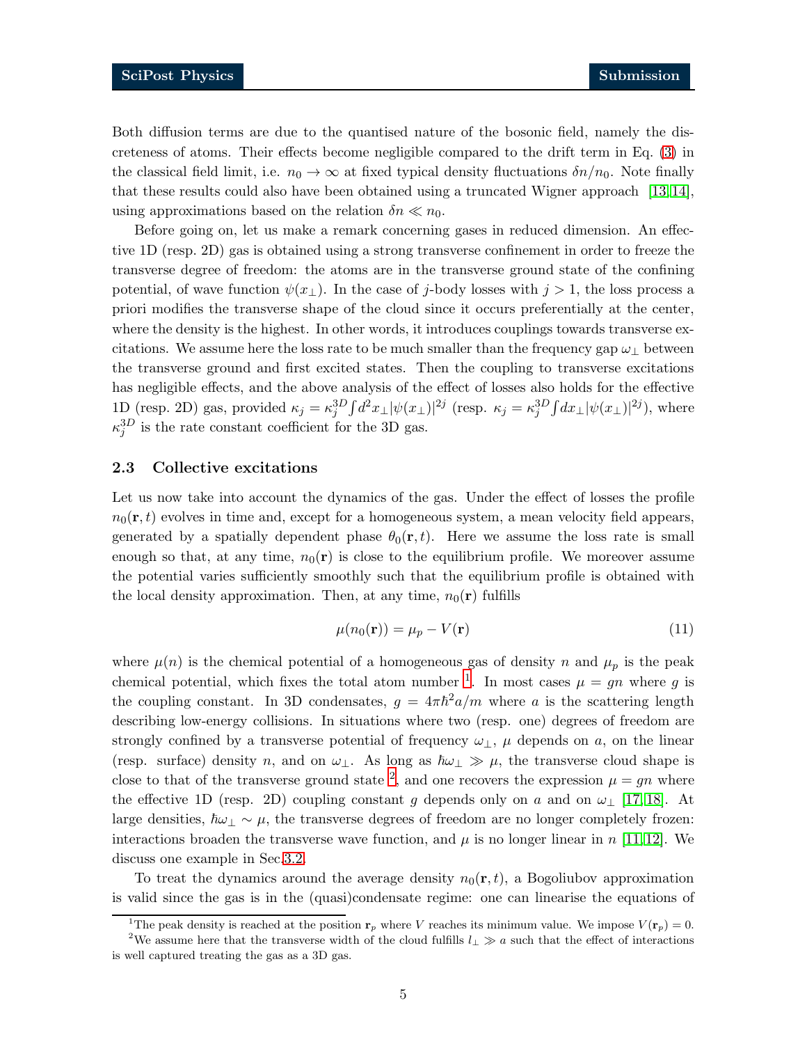Both diffusion terms are due to the quantised nature of the bosonic field, namely the discreteness of atoms. Their effects become negligible compared to the drift term in Eq. (3) in the classical field limit, i.e. $n_0 \to \infty$ at fixed typical density fluctuations $\delta n/n_0$. Note finally that these results could also have been obtained using a truncated Wigner approach [13, 14], using approximations based on the relation $\delta n \ll n_0$.

Before going on, let us make a remark concerning gases in reduced dimension. An effective 1D (resp. 2D) gas is obtained using a strong transverse confinement in order to freeze the transverse degree of freedom: the atoms are in the transverse ground state of the confining potential, of wave function $\psi(x_\perp)$. In the case of $j$-body losses with $j > 1$, the loss process a priori modifies the transverse shape of the cloud since it occurs preferentially at the center, where the density is the highest. In other words, it introduces couplings towards transverse excitations. We assume here the loss rate to be much smaller than the frequency gap $\omega_\perp$ between the transverse ground and first excited states. Then the coupling to transverse excitations has negligible effects, and the above analysis of the effect of losses also holds for the effective 1D (resp. 2D) gas, provided $\kappa_j = \kappa_j^{3D} \int d^2x_\perp |\psi(x_\perp)|^{2j}$ (resp. $\kappa_j = \kappa_j^{3D} \int dx_\perp |\psi(x_\perp)|^{2j}$), where $\kappa_j^{3D}$ is the rate constant coefficient for the 3D gas.

### 2.3 Collective excitations

Let us now take into account the dynamics of the gas. Under the effect of losses the profile $n_0(\mathbf{r}, t)$ evolves in time and, except for a homogeneous system, a mean velocity field appears, generated by a spatially dependent phase $\theta_0(\mathbf{r}, t)$. Here we assume the loss rate is small enough so that, at any time, $n_0(\mathbf{r})$ is close to the equilibrium profile. We moreover assume the potential varies sufficiently smoothly such that the equilibrium profile is obtained with the local density approximation. Then, at any time, $n_0(\mathbf{r})$ fulfills

$$\mu(n_0(\mathbf{r})) = \mu_p - V(\mathbf{r}) \tag{11}$$

where $\mu(n)$ is the chemical potential of a homogeneous gas of density $n$ and $\mu_p$ is the peak chemical potential, which fixes the total atom number [1]. In most cases $\mu = gn$ where $g$ is the coupling constant. In 3D condensates, $g = 4\pi\hbar^2 a/m$ where $a$ is the scattering length describing low-energy collisions. In situations where two (resp. one) degrees of freedom are strongly confined by a transverse potential of frequency $\omega_\perp$, $\mu$ depends on $a$, on the linear (resp. surface) density $n$, and on $\omega_\perp$. As long as $\hbar\omega_\perp \gg \mu$, the transverse cloud shape is close to that of the transverse ground state [2], and one recovers the expression $\mu = gn$ where the effective 1D (resp. 2D) coupling constant $g$ depends only on $a$ and on $\omega_\perp$ [17, 18]. At large densities, $\hbar\omega_\perp \sim \mu$, the transverse degrees of freedom are no longer completely frozen: interactions broaden the transverse wave function, and $\mu$ is no longer linear in $n$ [11, 12]. We discuss one example in Sec.3.2.

To treat the dynamics around the average density $n_0(\mathbf{r}, t)$, a Bogoliubov approximation is valid since the gas is in the (quasi)condensate regime: one can linearise the equations of

[1] The peak density is reached at the position $\mathbf{r}_p$ where $V$ reaches its minimum value. We impose $V(\mathbf{r}_p) = 0$.

[2] We assume here that the transverse width of the cloud fulfills $l_\perp \gg a$ such that the effect of interactions is well captured treating the gas as a 3D gas.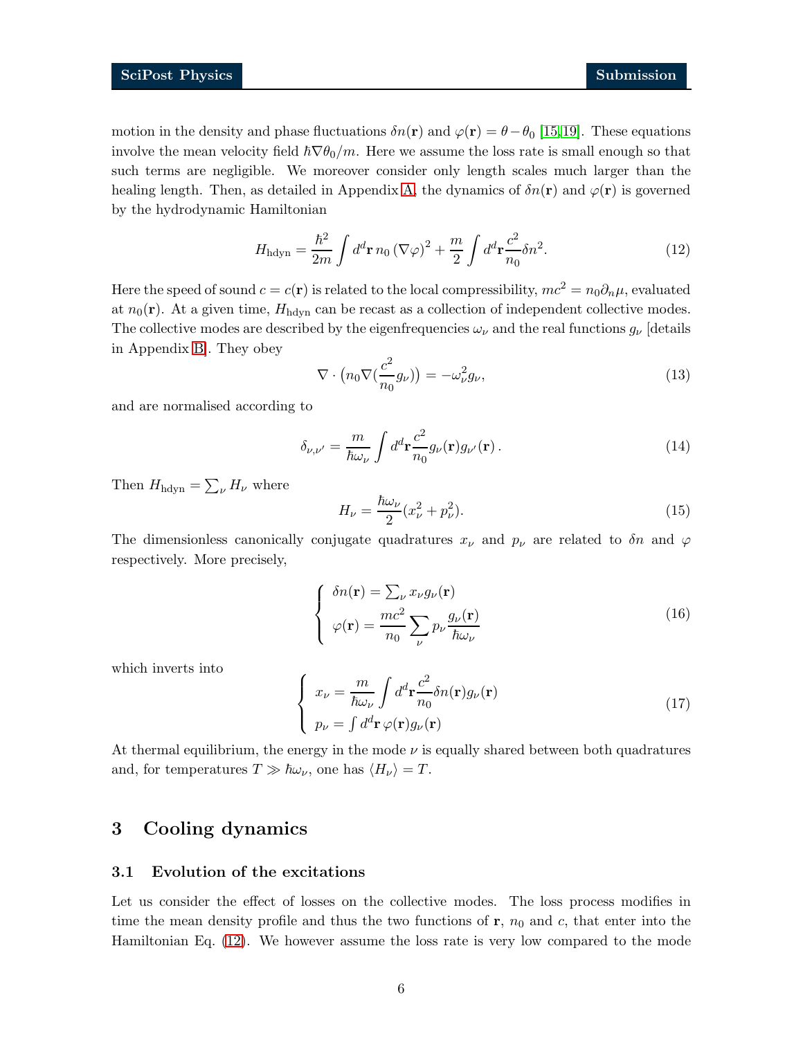motion in the density and phase fluctuations $\delta n(\mathbf{r})$ and $\varphi(\mathbf{r}) = \theta - \theta_0$ [15, 19]. These equations involve the mean velocity field $\hbar\nabla\theta_0/m$. Here we assume the loss rate is small enough so that such terms are negligible. We moreover consider only length scales much larger than the healing length. Then, as detailed in Appendix A, the dynamics of $\delta n(\mathbf{r})$ and $\varphi(\mathbf{r})$ is governed by the hydrodynamic Hamiltonian

$$H_{\mathrm{hdyn}} = \frac{\hbar^2}{2m}\int d^d\mathbf{r}\, n_0\,(\nabla\varphi)^2 + \frac{m}{2}\int d^d\mathbf{r}\frac{c^2}{n_0}\delta n^2. \tag{12}$$

Here the speed of sound $c = c(\mathbf{r})$ is related to the local compressibility, $mc^2 = n_0\partial_n\mu$, evaluated at $n_0(\mathbf{r})$. At a given time, $H_{\mathrm{hdyn}}$ can be recast as a collection of independent collective modes. The collective modes are described by the eigenfrequencies $\omega_\nu$ and the real functions $g_\nu$ [details in Appendix B]. They obey

$$\nabla\cdot\left(n_0\nabla\left(\frac{c^2}{n_0}g_\nu\right)\right) = -\omega_\nu^2 g_\nu, \tag{13}$$

and are normalised according to

$$\delta_{\nu,\nu'} = \frac{m}{\hbar\omega_\nu}\int d^d\mathbf{r}\frac{c^2}{n_0}g_\nu(\mathbf{r})g_{\nu'}(\mathbf{r})\,. \tag{14}$$

Then $H_{\mathrm{hdyn}} = \sum_\nu H_\nu$ where

$$H_\nu = \frac{\hbar\omega_\nu}{2}(x_\nu^2 + p_\nu^2). \tag{15}$$

The dimensionless canonically conjugate quadratures $x_\nu$ and $p_\nu$ are related to $\delta n$ and $\varphi$ respectively. More precisely,

$$\left\{\begin{array}{l} \delta n(\mathbf{r}) = \sum_\nu x_\nu g_\nu(\mathbf{r}) \\ \varphi(\mathbf{r}) = \dfrac{mc^2}{n_0}\displaystyle\sum_\nu p_\nu \frac{g_\nu(\mathbf{r})}{\hbar\omega_\nu} \end{array}\right. \tag{16}$$

which inverts into

$$\left\{\begin{array}{l} x_\nu = \dfrac{m}{\hbar\omega_\nu}\displaystyle\int d^d\mathbf{r}\frac{c^2}{n_0}\delta n(\mathbf{r})g_\nu(\mathbf{r}) \\ p_\nu = \int d^d\mathbf{r}\,\varphi(\mathbf{r})g_\nu(\mathbf{r}) \end{array}\right. \tag{17}$$

At thermal equilibrium, the energy in the mode $\nu$ is equally shared between both quadratures and, for temperatures $T \gg \hbar\omega_\nu$, one has $\langle H_\nu\rangle = T$.

## 3 Cooling dynamics

### 3.1 Evolution of the excitations

Let us consider the effect of losses on the collective modes. The loss process modifies in time the mean density profile and thus the two functions of $\mathbf{r}$, $n_0$ and $c$, that enter into the Hamiltonian Eq. (12). We however assume the loss rate is very low compared to the mode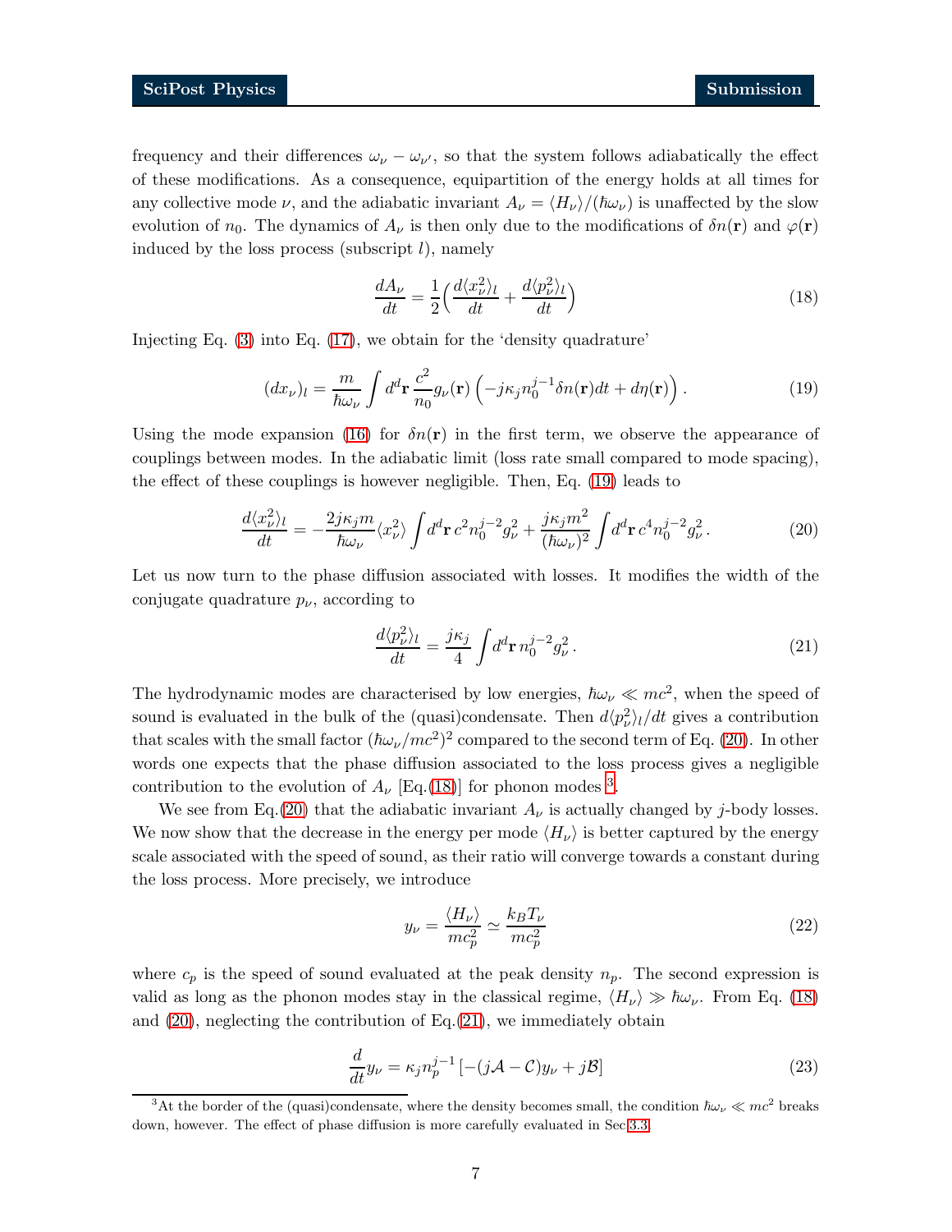frequency and their differences $\omega_\nu - \omega_{\nu'}$, so that the system follows adiabatically the effect of these modifications. As a consequence, equipartition of the energy holds at all times for any collective mode $\nu$, and the adiabatic invariant $A_\nu = \langle H_\nu \rangle / (\hbar\omega_\nu)$ is unaffected by the slow evolution of $n_0$. The dynamics of $A_\nu$ is then only due to the modifications of $\delta n(\mathbf{r})$ and $\varphi(\mathbf{r})$ induced by the loss process (subscript $l$), namely

$$\frac{dA_\nu}{dt} = \frac{1}{2}\Big(\frac{d\langle x_\nu^2\rangle_l}{dt} + \frac{d\langle p_\nu^2\rangle_l}{dt}\Big) \tag{18}$$

Injecting Eq. (3) into Eq. (17), we obtain for the 'density quadrature'

$$(dx_\nu)_l = \frac{m}{\hbar\omega_\nu}\int d^d\mathbf{r}\,\frac{c^2}{n_0} g_\nu(\mathbf{r})\left(-j\kappa_j n_0^{j-1}\delta n(\mathbf{r})dt + d\eta(\mathbf{r})\right). \tag{19}$$

Using the mode expansion (16) for $\delta n(\mathbf{r})$ in the first term, we observe the appearance of couplings between modes. In the adiabatic limit (loss rate small compared to mode spacing), the effect of these couplings is however negligible. Then, Eq. (19) leads to

$$\frac{d\langle x_\nu^2\rangle_l}{dt} = -\frac{2j\kappa_j m}{\hbar\omega_\nu}\langle x_\nu^2\rangle \int d^d\mathbf{r}\, c^2 n_0^{j-2} g_\nu^2 + \frac{j\kappa_j m^2}{(\hbar\omega_\nu)^2}\int d^d\mathbf{r}\, c^4 n_0^{j-2} g_\nu^2\,. \tag{20}$$

Let us now turn to the phase diffusion associated with losses. It modifies the width of the conjugate quadrature $p_\nu$, according to

$$\frac{d\langle p_\nu^2\rangle_l}{dt} = \frac{j\kappa_j}{4}\int d^d\mathbf{r}\, n_0^{j-2} g_\nu^2\,. \tag{21}$$

The hydrodynamic modes are characterised by low energies, $\hbar\omega_\nu \ll mc^2$, when the speed of sound is evaluated in the bulk of the (quasi)condensate. Then $d\langle p_\nu^2\rangle_l/dt$ gives a contribution that scales with the small factor $(\hbar\omega_\nu/mc^2)^2$ compared to the second term of Eq. (20). In other words one expects that the phase diffusion associated to the loss process gives a negligible contribution to the evolution of $A_\nu$ [Eq.(18)] for phonon modes [3].

We see from Eq.(20) that the adiabatic invariant $A_\nu$ is actually changed by $j$-body losses. We now show that the decrease in the energy per mode $\langle H_\nu\rangle$ is better captured by the energy scale associated with the speed of sound, as their ratio will converge towards a constant during the loss process. More precisely, we introduce

$$y_\nu = \frac{\langle H_\nu\rangle}{mc_p^2} \simeq \frac{k_B T_\nu}{mc_p^2} \tag{22}$$

where $c_p$ is the speed of sound evaluated at the peak density $n_p$. The second expression is valid as long as the phonon modes stay in the classical regime, $\langle H_\nu\rangle \gg \hbar\omega_\nu$. From Eq. (18) and (20), neglecting the contribution of Eq.(21), we immediately obtain

$$\frac{d}{dt}y_\nu = \kappa_j n_p^{j-1}\left[-(j\mathcal{A} - \mathcal{C})y_\nu + j\mathcal{B}\right] \tag{23}$$

[3] At the border of the (quasi)condensate, where the density becomes small, the condition $\hbar\omega_\nu \ll mc^2$ breaks down, however. The effect of phase diffusion is more carefully evaluated in Sec 3.3.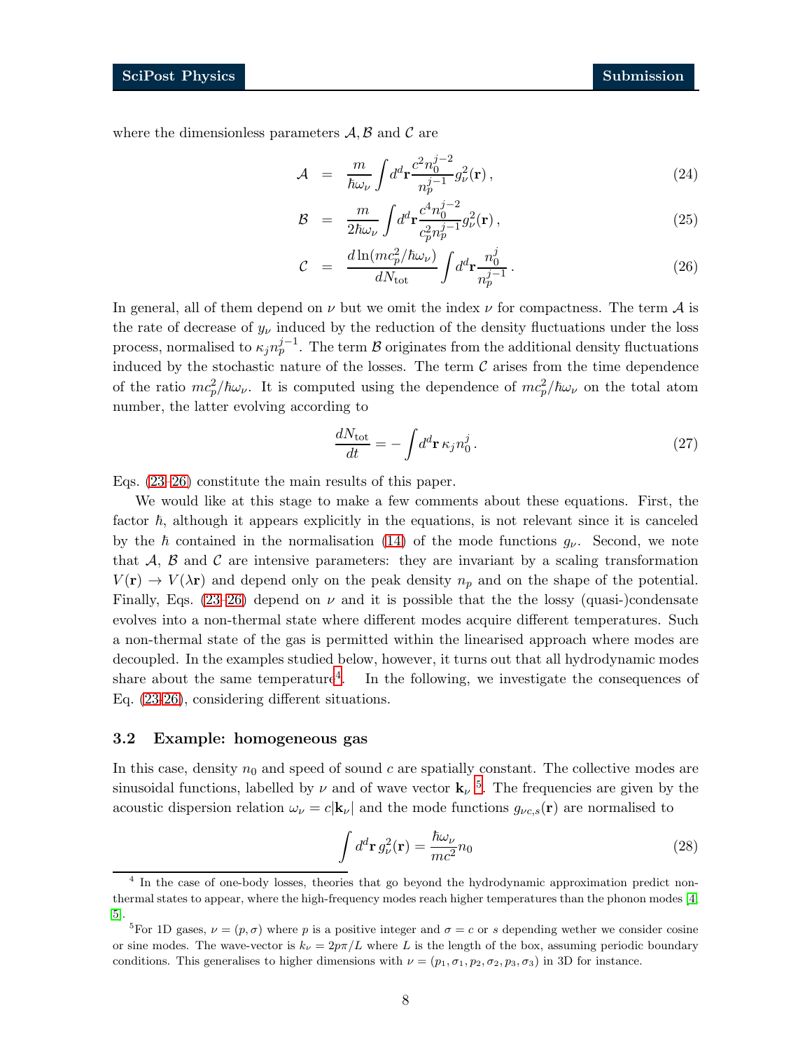where the dimensionless parameters $\mathcal{A}, \mathcal{B}$ and $\mathcal{C}$ are

$$\mathcal{A} = \frac{m}{\hbar\omega_\nu}\int d^d\mathbf{r}\frac{c^2 n_0^{j-2}}{n_p^{j-1}}g_\nu^2(\mathbf{r})\,, \tag{24}$$

$$\mathcal{B} = \frac{m}{2\hbar\omega_\nu}\int d^d\mathbf{r}\frac{c^4 n_0^{j-2}}{c_p^2 n_p^{j-1}}g_\nu^2(\mathbf{r})\,, \tag{25}$$

$$\mathcal{C} = \frac{d\ln(mc_p^2/\hbar\omega_\nu)}{dN_{\text{tot}}}\int d^d\mathbf{r}\frac{n_0^j}{n_p^{j-1}}\,. \tag{26}$$

In general, all of them depend on $\nu$ but we omit the index $\nu$ for compactness. The term $\mathcal{A}$ is the rate of decrease of $y_\nu$ induced by the reduction of the density fluctuations under the loss process, normalised to $\kappa_j n_p^{j-1}$. The term $\mathcal{B}$ originates from the additional density fluctuations induced by the stochastic nature of the losses. The term $\mathcal{C}$ arises from the time dependence of the ratio $mc_p^2/\hbar\omega_\nu$. It is computed using the dependence of $mc_p^2/\hbar\omega_\nu$ on the total atom number, the latter evolving according to

$$\frac{dN_{\text{tot}}}{dt} = -\int d^d\mathbf{r}\,\kappa_j n_0^j\,. \tag{27}$$

Eqs. (23–26) constitute the main results of this paper.

We would like at this stage to make a few comments about these equations. First, the factor $\hbar$, although it appears explicitly in the equations, is not relevant since it is canceled by the $\hbar$ contained in the normalisation (14) of the mode functions $g_\nu$. Second, we note that $\mathcal{A}$, $\mathcal{B}$ and $\mathcal{C}$ are intensive parameters: they are invariant by a scaling transformation $V(\mathbf{r}) \to V(\lambda\mathbf{r})$ and depend only on the peak density $n_p$ and on the shape of the potential. Finally, Eqs. (23–26) depend on $\nu$ and it is possible that the the lossy (quasi-)condensate evolves into a non-thermal state where different modes acquire different temperatures. Such a non-thermal state of the gas is permitted within the linearised approach where modes are decoupled. In the examples studied below, however, it turns out that all hydrodynamic modes share about the same temperature[4]. In the following, we investigate the consequences of Eq. (23-26), considering different situations.

### 3.2 Example: homogeneous gas

In this case, density $n_0$ and speed of sound $c$ are spatially constant. The collective modes are sinusoidal functions, labelled by $\nu$ and of wave vector $\mathbf{k}_\nu$ [5]. The frequencies are given by the acoustic dispersion relation $\omega_\nu = c|\mathbf{k}_\nu|$ and the mode functions $g_{\nu c,s}(\mathbf{r})$ are normalised to

$$\int d^d\mathbf{r}\, g_\nu^2(\mathbf{r}) = \frac{\hbar\omega_\nu}{mc^2}n_0 \tag{28}$$

[4] In the case of one-body losses, theories that go beyond the hydrodynamic approximation predict non-thermal states to appear, where the high-frequency modes reach higher temperatures than the phonon modes [4, 5].

[5] For 1D gases, $\nu = (p, \sigma)$ where $p$ is a positive integer and $\sigma = c$ or $s$ depending wether we consider cosine or sine modes. The wave-vector is $k_\nu = 2p\pi/L$ where $L$ is the length of the box, assuming periodic boundary conditions. This generalises to higher dimensions with $\nu = (p_1, \sigma_1, p_2, \sigma_2, p_3, \sigma_3)$ in 3D for instance.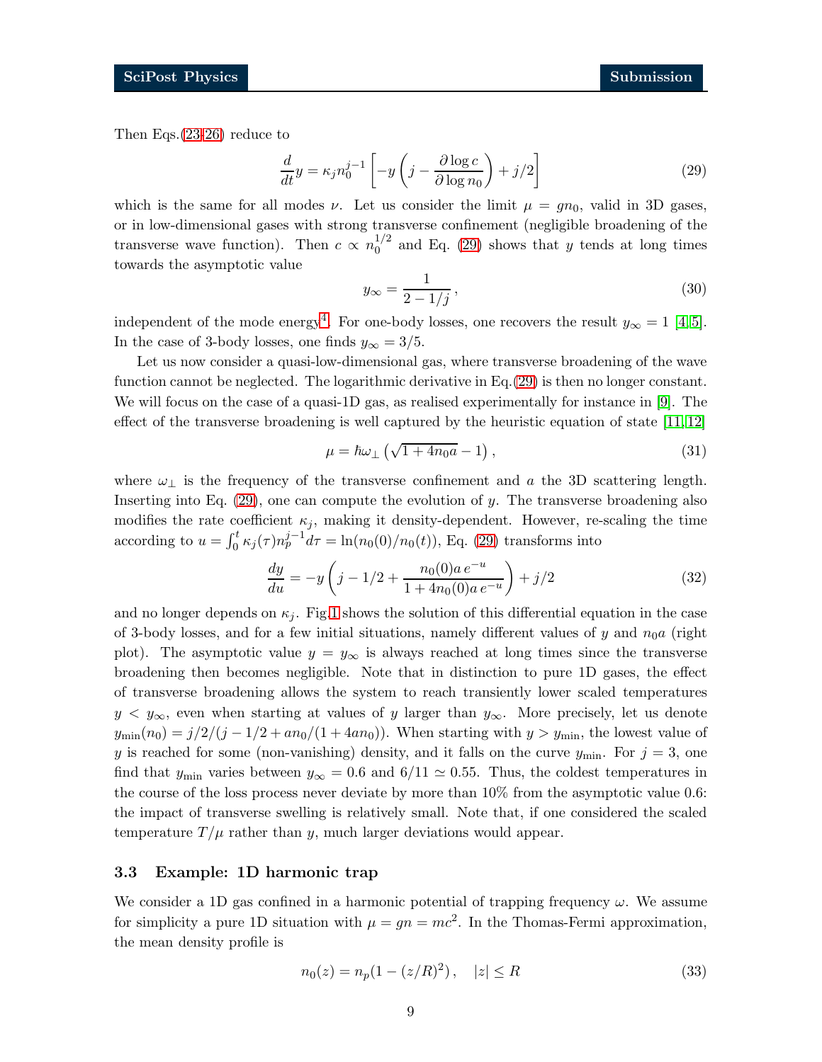Then Eqs.(23-26) reduce to

$$\frac{d}{dt}y = \kappa_j n_0^{j-1}\left[-y\left(j - \frac{\partial \log c}{\partial \log n_0}\right) + j/2\right] \tag{29}$$

which is the same for all modes $\nu$. Let us consider the limit $\mu = gn_0$, valid in 3D gases, or in low-dimensional gases with strong transverse confinement (negligible broadening of the transverse wave function). Then $c \propto n_0^{1/2}$ and Eq. (29) shows that $y$ tends at long times towards the asymptotic value

$$y_\infty = \frac{1}{2 - 1/j}\,, \tag{30}$$

independent of the mode energy[4]. For one-body losses, one recovers the result $y_\infty = 1$ [4,5]. In the case of 3-body losses, one finds $y_\infty = 3/5$.

Let us now consider a quasi-low-dimensional gas, where transverse broadening of the wave function cannot be neglected. The logarithmic derivative in Eq.(29) is then no longer constant. We will focus on the case of a quasi-1D gas, as realised experimentally for instance in [9]. The effect of the transverse broadening is well captured by the heuristic equation of state [11,12]

$$\mu = \hbar\omega_\perp\left(\sqrt{1+4n_0 a} - 1\right), \tag{31}$$

where $\omega_\perp$ is the frequency of the transverse confinement and $a$ the 3D scattering length. Inserting into Eq. (29), one can compute the evolution of $y$. The transverse broadening also modifies the rate coefficient $\kappa_j$, making it density-dependent. However, re-scaling the time according to $u = \int_0^t \kappa_j(\tau) n_p^{j-1} d\tau = \ln(n_0(0)/n_0(t))$, Eq. (29) transforms into

$$\frac{dy}{du} = -y\left(j - 1/2 + \frac{n_0(0)a\, e^{-u}}{1 + 4n_0(0)a\, e^{-u}}\right) + j/2 \tag{32}$$

and no longer depends on $\kappa_j$. Fig.1 shows the solution of this differential equation in the case of 3-body losses, and for a few initial situations, namely different values of $y$ and $n_0 a$ (right plot). The asymptotic value $y = y_\infty$ is always reached at long times since the transverse broadening then becomes negligible. Note that in distinction to pure 1D gases, the effect of transverse broadening allows the system to reach transiently lower scaled temperatures $y < y_\infty$, even when starting at values of $y$ larger than $y_\infty$. More precisely, let us denote $y_{\min}(n_0) = j/2/(j - 1/2 + an_0/(1 + 4an_0))$. When starting with $y > y_{\min}$, the lowest value of $y$ is reached for some (non-vanishing) density, and it falls on the curve $y_{\min}$. For $j = 3$, one find that $y_{\min}$ varies between $y_\infty = 0.6$ and $6/11 \simeq 0.55$. Thus, the coldest temperatures in the course of the loss process never deviate by more than 10% from the asymptotic value 0.6: the impact of transverse swelling is relatively small. Note that, if one considered the scaled temperature $T/\mu$ rather than $y$, much larger deviations would appear.

### 3.3 Example: 1D harmonic trap

We consider a 1D gas confined in a harmonic potential of trapping frequency $\omega$. We assume for simplicity a pure 1D situation with $\mu = gn = mc^2$. In the Thomas-Fermi approximation, the mean density profile is

$$n_0(z) = n_p(1 - (z/R)^2)\,, \quad |z| \leq R \tag{33}$$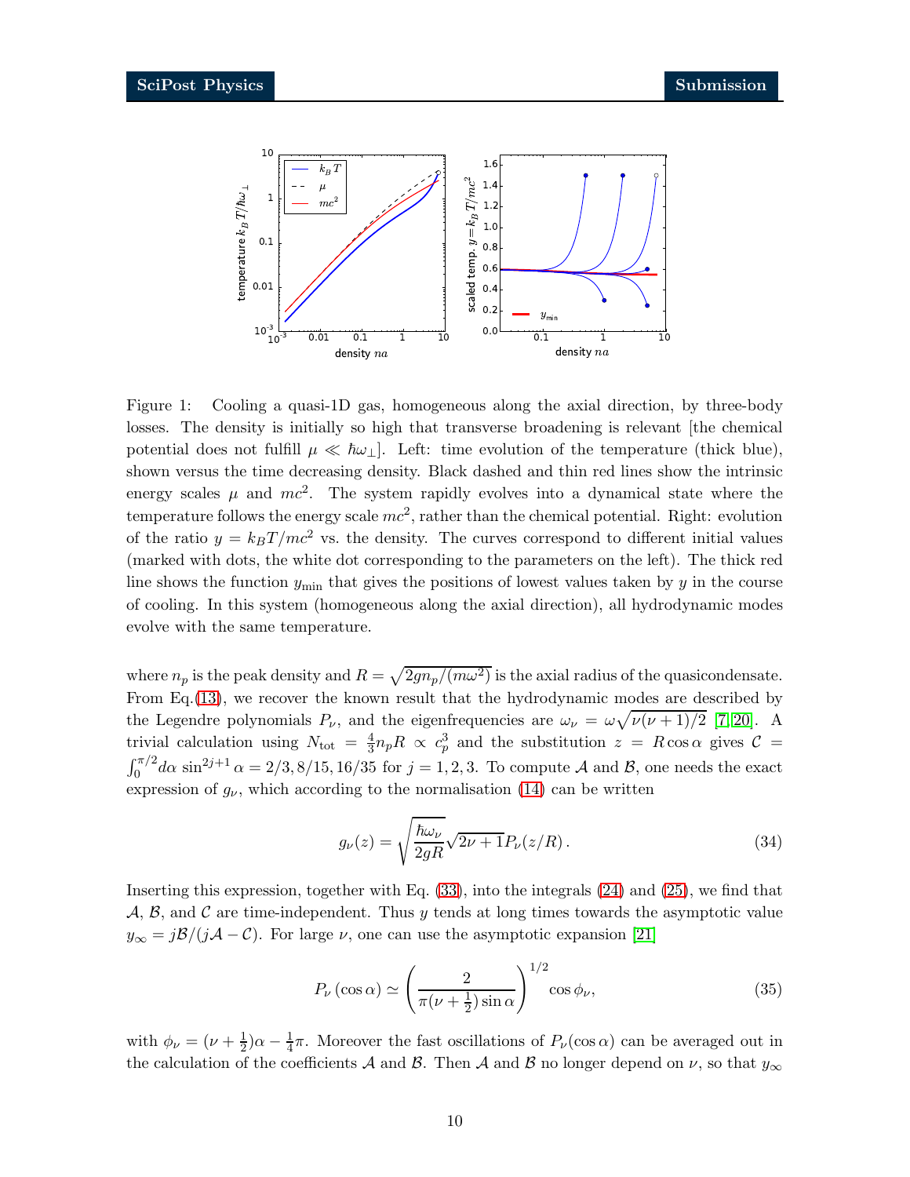Figure 1: Cooling a quasi-1D gas, homogeneous along the axial direction, by three-body losses. The density is initially so high that transverse broadening is relevant [the chemical potential does not fulfill $\mu \ll \hbar\omega_\perp$]. Left: time evolution of the temperature (thick blue), shown versus the time decreasing density. Black dashed and thin red lines show the intrinsic energy scales $\mu$ and $mc^2$. The system rapidly evolves into a dynamical state where the temperature follows the energy scale $mc^2$, rather than the chemical potential. Right: evolution of the ratio $y = k_B T/mc^2$ vs. the density. The curves correspond to different initial values (marked with dots, the white dot corresponding to the parameters on the left). The thick red line shows the function $y_{\min}$ that gives the positions of lowest values taken by $y$ in the course of cooling. In this system (homogeneous along the axial direction), all hydrodynamic modes evolve with the same temperature.

where $n_p$ is the peak density and $R = \sqrt{2gn_p/(m\omega^2)}$ is the axial radius of the quasicondensate. From Eq.(13), we recover the known result that the hydrodynamic modes are described by the Legendre polynomials $P_\nu$, and the eigenfrequencies are $\omega_\nu = \omega\sqrt{\nu(\nu+1)/2}$ [7, 20]. A trivial calculation using $N_{\text{tot}} = \frac{4}{3}n_p R \propto c_p^3$ and the substitution $z = R\cos\alpha$ gives $\mathcal{C} = \int_0^{\pi/2} d\alpha\, \sin^{2j+1}\alpha = 2/3, 8/15, 16/35$ for $j = 1, 2, 3$. To compute $\mathcal{A}$ and $\mathcal{B}$, one needs the exact expression of $g_\nu$, which according to the normalisation (14) can be written

$$g_\nu(z) = \sqrt{\frac{\hbar\omega_\nu}{2gR}}\sqrt{2\nu+1}P_\nu(z/R)\,. \tag{34}$$

Inserting this expression, together with Eq. (33), into the integrals (24) and (25), we find that $\mathcal{A}$, $\mathcal{B}$, and $\mathcal{C}$ are time-independent. Thus $y$ tends at long times towards the asymptotic value $y_\infty = j\mathcal{B}/(j\mathcal{A} - \mathcal{C})$. For large $\nu$, one can use the asymptotic expansion [21]

$$P_\nu(\cos\alpha) \simeq \left(\frac{2}{\pi(\nu+\frac{1}{2})\sin\alpha}\right)^{1/2}\cos\phi_\nu, \tag{35}$$

with $\phi_\nu = (\nu+\frac{1}{2})\alpha - \frac{1}{4}\pi$. Moreover the fast oscillations of $P_\nu(\cos\alpha)$ can be averaged out in the calculation of the coefficients $\mathcal{A}$ and $\mathcal{B}$. Then $\mathcal{A}$ and $\mathcal{B}$ no longer depend on $\nu$, so that $y_\infty$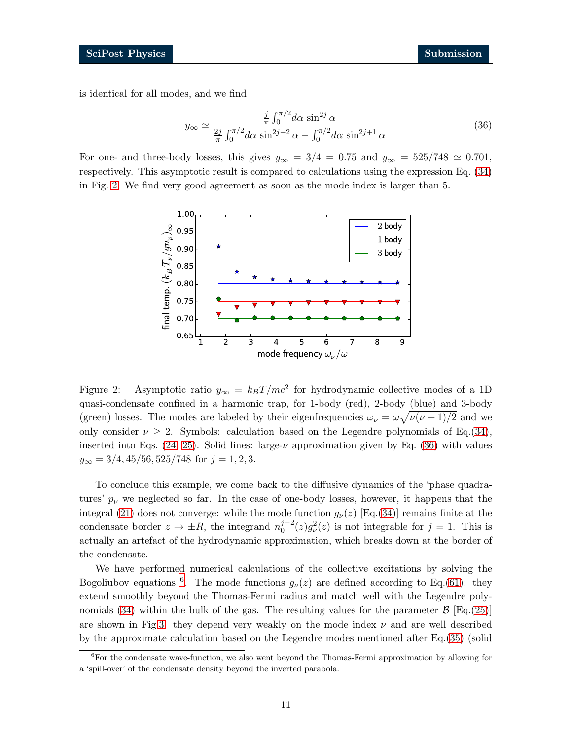is identical for all modes, and we find

$$y_\infty \simeq \frac{\frac{j}{\pi}\int_0^{\pi/2} d\alpha\, \sin^{2j}\alpha}{\frac{2j}{\pi}\int_0^{\pi/2} d\alpha\, \sin^{2j-2}\alpha - \int_0^{\pi/2} d\alpha\, \sin^{2j+1}\alpha} \tag{36}$$

For one- and three-body losses, this gives $y_\infty = 3/4 = 0.75$ and $y_\infty = 525/748 \simeq 0.701$, respectively. This asymptotic result is compared to calculations using the expression Eq. (34) in Fig. 2. We find very good agreement as soon as the mode index is larger than 5.

Figure 2: Asymptotic ratio $y_\infty = k_B T/mc^2$ for hydrodynamic collective modes of a 1D quasi-condensate confined in a harmonic trap, for 1-body (red), 2-body (blue) and 3-body (green) losses. The modes are labeled by their eigenfrequencies $\omega_\nu = \omega\sqrt{\nu(\nu+1)/2}$ and we only consider $\nu \geq 2$. Symbols: calculation based on the Legendre polynomials of Eq.(34), inserted into Eqs. (24, 25). Solid lines: large-$\nu$ approximation given by Eq. (36) with values $y_\infty = 3/4, 45/56, 525/748$ for $j = 1, 2, 3$.

To conclude this example, we come back to the diffusive dynamics of the 'phase quadratures' $p_\nu$ we neglected so far. In the case of one-body losses, however, it happens that the integral (21) does not converge: while the mode function $g_\nu(z)$ [Eq.(34)] remains finite at the condensate border $z \to \pm R$, the integrand $n_0^{j-2}(z) g_\nu^2(z)$ is not integrable for $j = 1$. This is actually an artefact of the hydrodynamic approximation, which breaks down at the border of the condensate.

We have performed numerical calculations of the collective excitations by solving the Bogoliubov equations [6]. The mode functions $g_\nu(z)$ are defined according to Eq.(61): they extend smoothly beyond the Thomas-Fermi radius and match well with the Legendre polynomials (34) within the bulk of the gas. The resulting values for the parameter $\mathcal{B}$ [Eq.(25)] are shown in Fig.3: they depend very weakly on the mode index $\nu$ and are well described by the approximate calculation based on the Legendre modes mentioned after Eq.(35) (solid

[6] For the condensate wave-function, we also went beyond the Thomas-Fermi approximation by allowing for a 'spill-over' of the condensate density beyond the inverted parabola.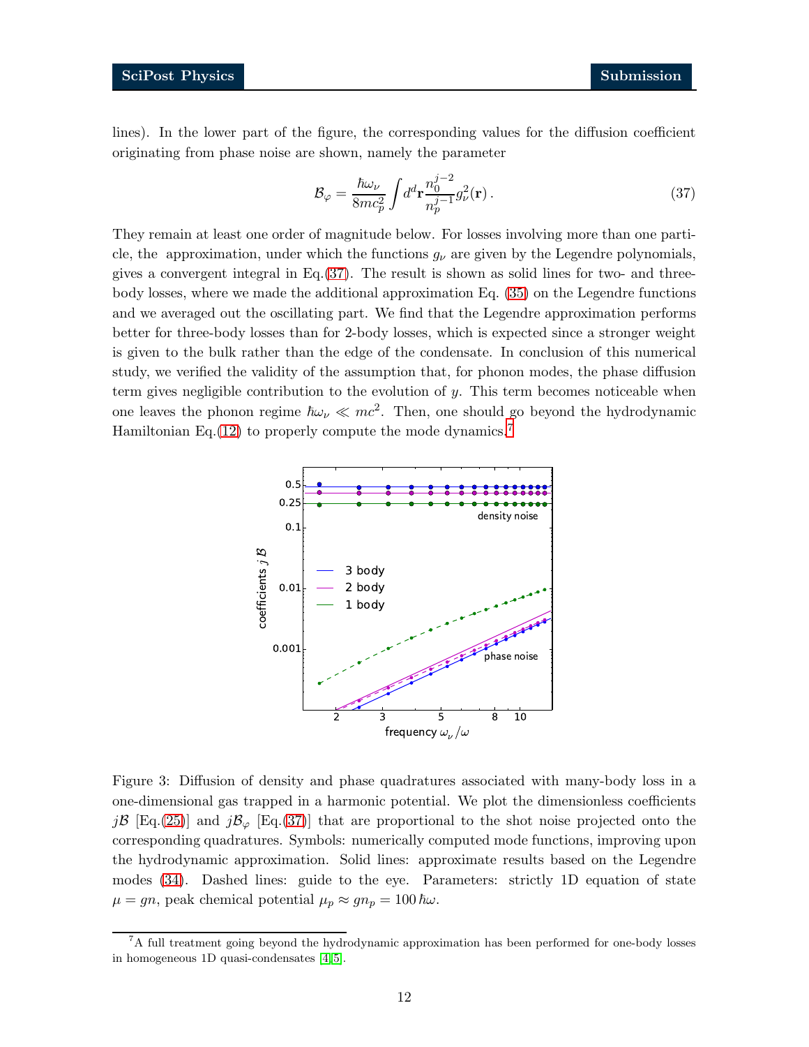lines). In the lower part of the figure, the corresponding values for the diffusion coefficient originating from phase noise are shown, namely the parameter

$$\mathcal{B}_\varphi = \frac{\hbar\omega_\nu}{8mc_p^2} \int d^d\mathbf{r} \frac{n_0^{j-2}}{n_p^{j-1}} g_\nu^2(\mathbf{r})\,. \tag{37}$$

They remain at least one order of magnitude below. For losses involving more than one particle, the approximation, under which the functions $g_\nu$ are given by the Legendre polynomials, gives a convergent integral in Eq.(37). The result is shown as solid lines for two- and three-body losses, where we made the additional approximation Eq. (35) on the Legendre functions and we averaged out the oscillating part. We find that the Legendre approximation performs better for three-body losses than for 2-body losses, which is expected since a stronger weight is given to the bulk rather than the edge of the condensate. In conclusion of this numerical study, we verified the validity of the assumption that, for phonon modes, the phase diffusion term gives negligible contribution to the evolution of $y$. This term becomes noticeable when one leaves the phonon regime $\hbar\omega_\nu \ll mc^2$. Then, one should go beyond the hydrodynamic Hamiltonian Eq.(12) to properly compute the mode dynamics.[7]

Figure 3: Diffusion of density and phase quadratures associated with many-body loss in a one-dimensional gas trapped in a harmonic potential. We plot the dimensionless coefficients $j\mathcal{B}$ [Eq.(25)] and $j\mathcal{B}_\varphi$ [Eq.(37)] that are proportional to the shot noise projected onto the corresponding quadratures. Symbols: numerically computed mode functions, improving upon the hydrodynamic approximation. Solid lines: approximate results based on the Legendre modes (34). Dashed lines: guide to the eye. Parameters: strictly 1D equation of state $\mu = gn$, peak chemical potential $\mu_p \approx gn_p = 100\,\hbar\omega$.

[7] A full treatment going beyond the hydrodynamic approximation has been performed for one-body losses in homogeneous 1D quasi-condensates [4,5].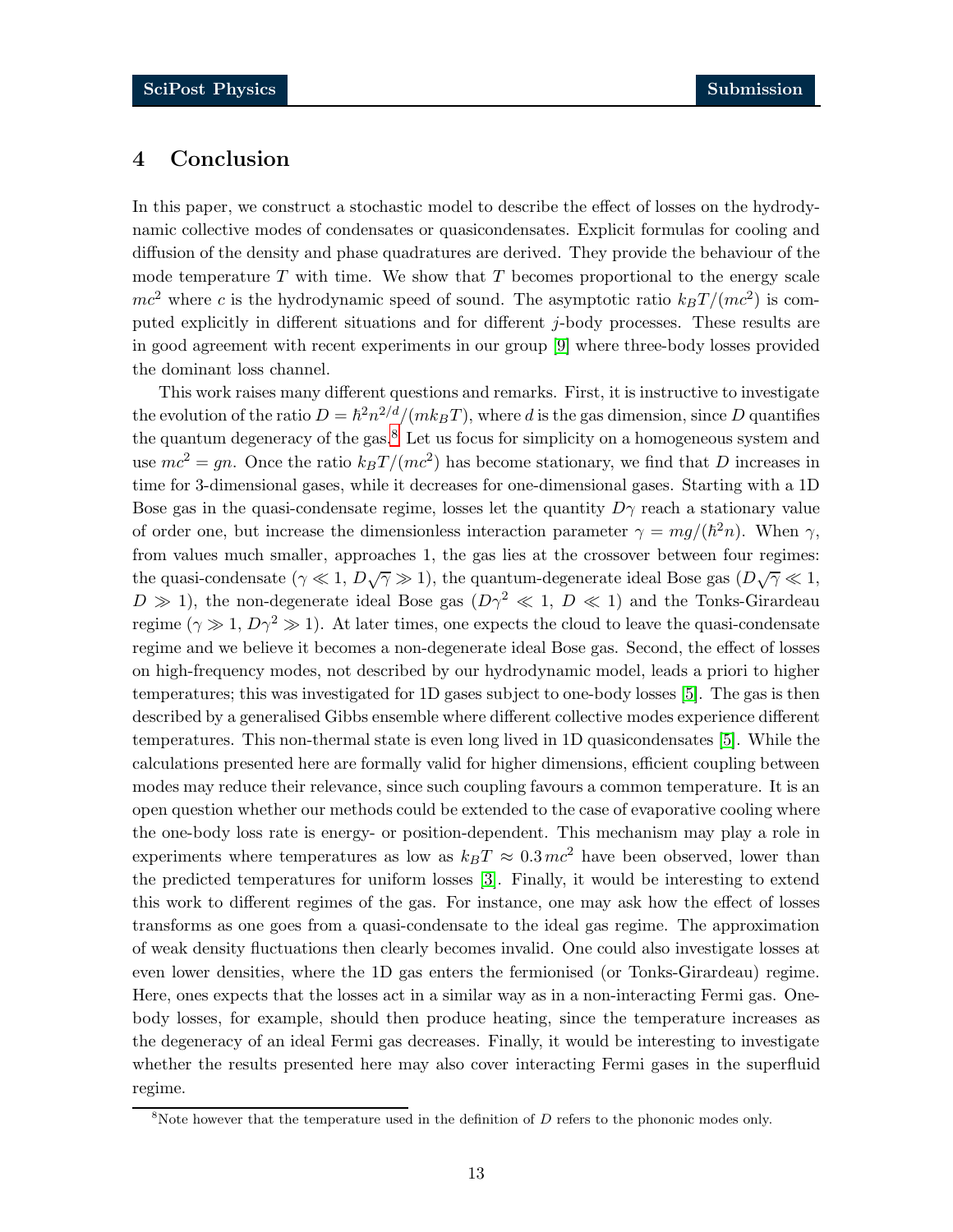# 4 Conclusion

In this paper, we construct a stochastic model to describe the effect of losses on the hydrodynamic collective modes of condensates or quasicondensates. Explicit formulas for cooling and diffusion of the density and phase quadratures are derived. They provide the behaviour of the mode temperature $T$ with time. We show that $T$ becomes proportional to the energy scale $mc^2$ where $c$ is the hydrodynamic speed of sound. The asymptotic ratio $k_BT/(mc^2)$ is computed explicitly in different situations and for different $j$-body processes. These results are in good agreement with recent experiments in our group [9] where three-body losses provided the dominant loss channel.

This work raises many different questions and remarks. First, it is instructive to investigate the evolution of the ratio $D = \hbar^2 n^{2/d}/(mk_BT)$, where $d$ is the gas dimension, since $D$ quantifies the quantum degeneracy of the gas.[8] Let us focus for simplicity on a homogeneous system and use $mc^2 = gn$. Once the ratio $k_BT/(mc^2)$ has become stationary, we find that $D$ increases in time for 3-dimensional gases, while it decreases for one-dimensional gases. Starting with a 1D Bose gas in the quasi-condensate regime, losses let the quantity $D\gamma$ reach a stationary value of order one, but increase the dimensionless interaction parameter $\gamma = mg/(\hbar^2 n)$. When $\gamma$, from values much smaller, approaches 1, the gas lies at the crossover between four regimes: the quasi-condensate ($\gamma \ll 1$, $D\sqrt{\gamma} \gg 1$), the quantum-degenerate ideal Bose gas ($D\sqrt{\gamma} \ll 1$, $D \gg 1$), the non-degenerate ideal Bose gas ($D\gamma^2 \ll 1$, $D \ll 1$) and the Tonks-Girardeau regime ($\gamma \gg 1$, $D\gamma^2 \gg 1$). At later times, one expects the cloud to leave the quasi-condensate regime and we believe it becomes a non-degenerate ideal Bose gas. Second, the effect of losses on high-frequency modes, not described by our hydrodynamic model, leads a priori to higher temperatures; this was investigated for 1D gases subject to one-body losses [5]. The gas is then described by a generalised Gibbs ensemble where different collective modes experience different temperatures. This non-thermal state is even long lived in 1D quasicondensates [5]. While the calculations presented here are formally valid for higher dimensions, efficient coupling between modes may reduce their relevance, since such coupling favours a common temperature. It is an open question whether our methods could be extended to the case of evaporative cooling where the one-body loss rate is energy- or position-dependent. This mechanism may play a role in experiments where temperatures as low as $k_BT \approx 0.3\, mc^2$ have been observed, lower than the predicted temperatures for uniform losses [3]. Finally, it would be interesting to extend this work to different regimes of the gas. For instance, one may ask how the effect of losses transforms as one goes from a quasi-condensate to the ideal gas regime. The approximation of weak density fluctuations then clearly becomes invalid. One could also investigate losses at even lower densities, where the 1D gas enters the fermionised (or Tonks-Girardeau) regime. Here, ones expects that the losses act in a similar way as in a non-interacting Fermi gas. One-body losses, for example, should then produce heating, since the temperature increases as the degeneracy of an ideal Fermi gas decreases. Finally, it would be interesting to investigate whether the results presented here may also cover interacting Fermi gases in the superfluid regime.

[8] Note however that the temperature used in the definition of $D$ refers to the phononic modes only.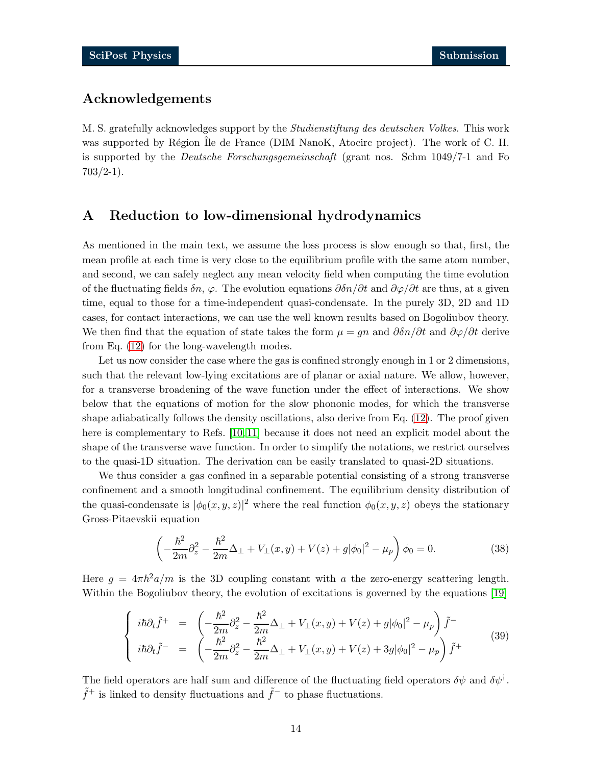## Acknowledgements

M. S. gratefully acknowledges support by the *Studienstiftung des deutschen Volkes*. This work was supported by Région Île de France (DIM NanoK, Atocirc project). The work of C. H. is supported by the *Deutsche Forschungsgemeinschaft* (grant nos. Schm 1049/7-1 and Fo 703/2-1).

## A Reduction to low-dimensional hydrodynamics

As mentioned in the main text, we assume the loss process is slow enough so that, first, the mean profile at each time is very close to the equilibrium profile with the same atom number, and second, we can safely neglect any mean velocity field when computing the time evolution of the fluctuating fields $\delta n$, $\varphi$. The evolution equations $\partial \delta n/\partial t$ and $\partial \varphi/\partial t$ are thus, at a given time, equal to those for a time-independent quasi-condensate. In the purely 3D, 2D and 1D cases, for contact interactions, we can use the well known results based on Bogoliubov theory. We then find that the equation of state takes the form $\mu = gn$ and $\partial \delta n/\partial t$ and $\partial \varphi/\partial t$ derive from Eq. (12) for the long-wavelength modes.

Let us now consider the case where the gas is confined strongly enough in 1 or 2 dimensions, such that the relevant low-lying excitations are of planar or axial nature. We allow, however, for a transverse broadening of the wave function under the effect of interactions. We show below that the equations of motion for the slow phononic modes, for which the transverse shape adiabatically follows the density oscillations, also derive from Eq. (12). The proof given here is complementary to Refs. [10, 11] because it does not need an explicit model about the shape of the transverse wave function. In order to simplify the notations, we restrict ourselves to the quasi-1D situation. The derivation can be easily translated to quasi-2D situations.

We thus consider a gas confined in a separable potential consisting of a strong transverse confinement and a smooth longitudinal confinement. The equilibrium density distribution of the quasi-condensate is $|\phi_0(x, y, z)|^2$ where the real function $\phi_0(x, y, z)$ obeys the stationary Gross-Pitaevskii equation

$$\left( -\frac{\hbar^2}{2m}\partial_z^2 - \frac{\hbar^2}{2m}\Delta_\perp + V_\perp(x, y) + V(z) + g|\phi_0|^2 - \mu_p \right) \phi_0 = 0. \tag{38}$$

Here $g = 4\pi\hbar^2 a/m$ is the 3D coupling constant with $a$ the zero-energy scattering length. Within the Bogoliubov theory, the evolution of excitations is governed by the equations [19]

$$\left\{ \begin{array}{lcl} i\hbar\partial_t \tilde{f}^+ & = & \left( -\dfrac{\hbar^2}{2m}\partial_z^2 - \dfrac{\hbar^2}{2m}\Delta_\perp + V_\perp(x, y) + V(z) + g|\phi_0|^2 - \mu_p \right) \tilde{f}^- \\ i\hbar\partial_t \tilde{f}^- & = & \left( -\dfrac{\hbar^2}{2m}\partial_z^2 - \dfrac{\hbar^2}{2m}\Delta_\perp + V_\perp(x, y) + V(z) + 3g|\phi_0|^2 - \mu_p \right) \tilde{f}^+ \end{array} \right. \tag{39}$$

The field operators are half sum and difference of the fluctuating field operators $\delta\psi$ and $\delta\psi^\dagger$. $\tilde{f}^+$ is linked to density fluctuations and $\tilde{f}^-$ to phase fluctuations.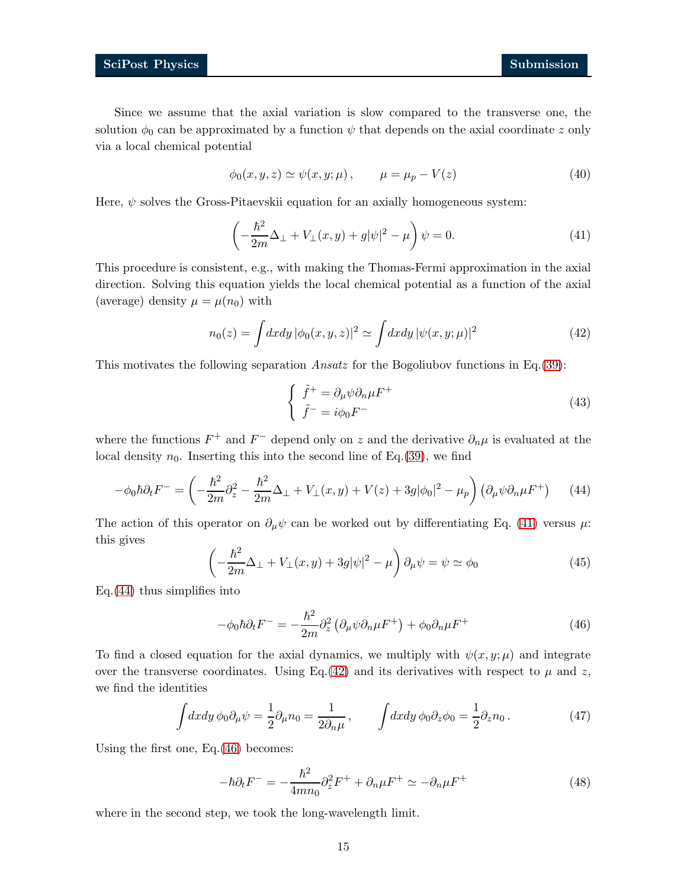Since we assume that the axial variation is slow compared to the transverse one, the solution $\phi_0$ can be approximated by a function $\psi$ that depends on the axial coordinate $z$ only via a local chemical potential

$$\phi_0(x, y, z) \simeq \psi(x, y; \mu)\,, \qquad \mu = \mu_p - V(z) \tag{40}$$

Here, $\psi$ solves the Gross-Pitaevskii equation for an axially homogeneous system:

$$\left( -\frac{\hbar^2}{2m}\Delta_\perp + V_\perp(x, y) + g|\psi|^2 - \mu \right) \psi = 0. \tag{41}$$

This procedure is consistent, e.g., with making the Thomas-Fermi approximation in the axial direction. Solving this equation yields the local chemical potential as a function of the axial (average) density $\mu = \mu(n_0)$ with

$$n_0(z) = \int dxdy\, |\phi_0(x, y, z)|^2 \simeq \int dxdy\, |\psi(x, y; \mu)|^2 \tag{42}$$

This motivates the following separation *Ansatz* for the Bogoliubov functions in Eq.(39):

$$\begin{cases} \tilde{f}^+ = \partial_\mu \psi \partial_n \mu F^+ \\ \tilde{f}^- = i\phi_0 F^- \end{cases} \tag{43}$$

where the functions $F^+$ and $F^-$ depend only on $z$ and the derivative $\partial_n \mu$ is evaluated at the local density $n_0$. Inserting this into the second line of Eq.(39), we find

$$-\phi_0 \hbar \partial_t F^- = \left( -\frac{\hbar^2}{2m}\partial_z^2 - \frac{\hbar^2}{2m}\Delta_\perp + V_\perp(x, y) + V(z) + 3g|\phi_0|^2 - \mu_p \right) \left( \partial_\mu \psi \partial_n \mu F^+ \right) \tag{44}$$

The action of this operator on $\partial_\mu \psi$ can be worked out by differentiating Eq. (41) versus $\mu$: this gives

$$\left( -\frac{\hbar^2}{2m}\Delta_\perp + V_\perp(x, y) + 3g|\psi|^2 - \mu \right) \partial_\mu \psi = \psi \simeq \phi_0 \tag{45}$$

Eq.(44) thus simplifies into

$$-\phi_0 \hbar \partial_t F^- = -\frac{\hbar^2}{2m}\partial_z^2 \left( \partial_\mu \psi \partial_n \mu F^+ \right) + \phi_0 \partial_n \mu F^+ \tag{46}$$

To find a closed equation for the axial dynamics, we multiply with $\psi(x, y; \mu)$ and integrate over the transverse coordinates. Using Eq.(42) and its derivatives with respect to $\mu$ and $z$, we find the identities

$$\int dxdy\, \phi_0 \partial_\mu \psi = \frac{1}{2}\partial_\mu n_0 = \frac{1}{2\partial_n \mu}\,, \qquad \int dxdy\, \phi_0 \partial_z \phi_0 = \frac{1}{2}\partial_z n_0\,. \tag{47}$$

Using the first one, Eq.(46) becomes:

$$-\hbar \partial_t F^- = -\frac{\hbar^2}{4mn_0}\partial_z^2 F^+ + \partial_n \mu F^+ \simeq -\partial_n \mu F^+ \tag{48}$$

where in the second step, we took the long-wavelength limit.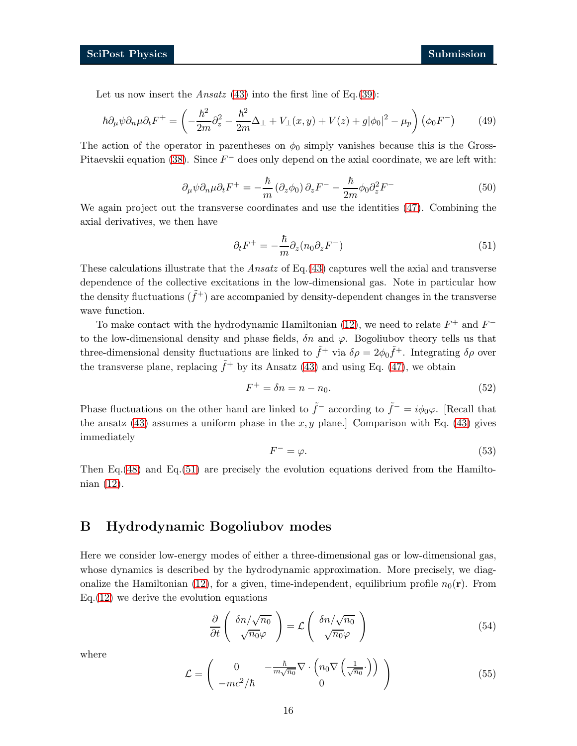Let us now insert the *Ansatz* (43) into the first line of Eq.(39):

$$\hbar\partial_\mu\psi\partial_n\mu\partial_t F^+ = \left(-\frac{\hbar^2}{2m}\partial_z^2 - \frac{\hbar^2}{2m}\Delta_\perp + V_\perp(x,y) + V(z) + g|\phi_0|^2 - \mu_p\right)\left(\phi_0 F^-\right) \tag{49}$$

The action of the operator in parentheses on $\phi_0$ simply vanishes because this is the Gross-Pitaevskii equation (38). Since $F^-$ does only depend on the axial coordinate, we are left with:

$$\partial_\mu\psi\partial_n\mu\partial_t F^+ = -\frac{\hbar}{m}\left(\partial_z\phi_0\right)\partial_z F^- - \frac{\hbar}{2m}\phi_0\partial_z^2 F^- \tag{50}$$

We again project out the transverse coordinates and use the identities (47). Combining the axial derivatives, we then have

$$\partial_t F^+ = -\frac{\hbar}{m}\partial_z(n_0\partial_z F^-) \tag{51}$$

These calculations illustrate that the *Ansatz* of Eq.(43) captures well the axial and transverse dependence of the collective excitations in the low-dimensional gas. Note in particular how the density fluctuations ($\tilde{f}^+$) are accompanied by density-dependent changes in the transverse wave function.

To make contact with the hydrodynamic Hamiltonian (12), we need to relate $F^+$ and $F^-$ to the low-dimensional density and phase fields, $\delta n$ and $\varphi$. Bogoliubov theory tells us that three-dimensional density fluctuations are linked to $\tilde{f}^+$ via $\delta\rho = 2\phi_0\tilde{f}^+$. Integrating $\delta\rho$ over the transverse plane, replacing $\tilde{f}^+$ by its Ansatz (43) and using Eq. (47), we obtain

$$F^+ = \delta n = n - n_0. \tag{52}$$

Phase fluctuations on the other hand are linked to $\tilde{f}^-$ according to $\tilde{f}^- = i\phi_0\varphi$. [Recall that the ansatz (43) assumes a uniform phase in the $x, y$ plane.] Comparison with Eq. (43) gives immediately

$$F^- = \varphi. \tag{53}$$

Then Eq.(48) and Eq.(51) are precisely the evolution equations derived from the Hamiltonian (12).

## B Hydrodynamic Bogoliubov modes

Here we consider low-energy modes of either a three-dimensional gas or low-dimensional gas, whose dynamics is described by the hydrodynamic approximation. More precisely, we diagonalize the Hamiltonian (12), for a given, time-independent, equilibrium profile $n_0(\mathbf{r})$. From Eq.(12) we derive the evolution equations

$$\frac{\partial}{\partial t}\begin{pmatrix} \delta n/\sqrt{n_0} \\ \sqrt{n_0}\varphi \end{pmatrix} = \mathcal{L}\begin{pmatrix} \delta n/\sqrt{n_0} \\ \sqrt{n_0}\varphi \end{pmatrix} \tag{54}$$

where

$$\mathcal{L} = \begin{pmatrix} 0 & -\frac{\hbar}{m\sqrt{n_0}}\nabla\cdot\left(n_0\nabla\left(\frac{1}{\sqrt{n_0}}\cdot\right)\right) \\ -mc^2/\hbar & 0 \end{pmatrix} \tag{55}$$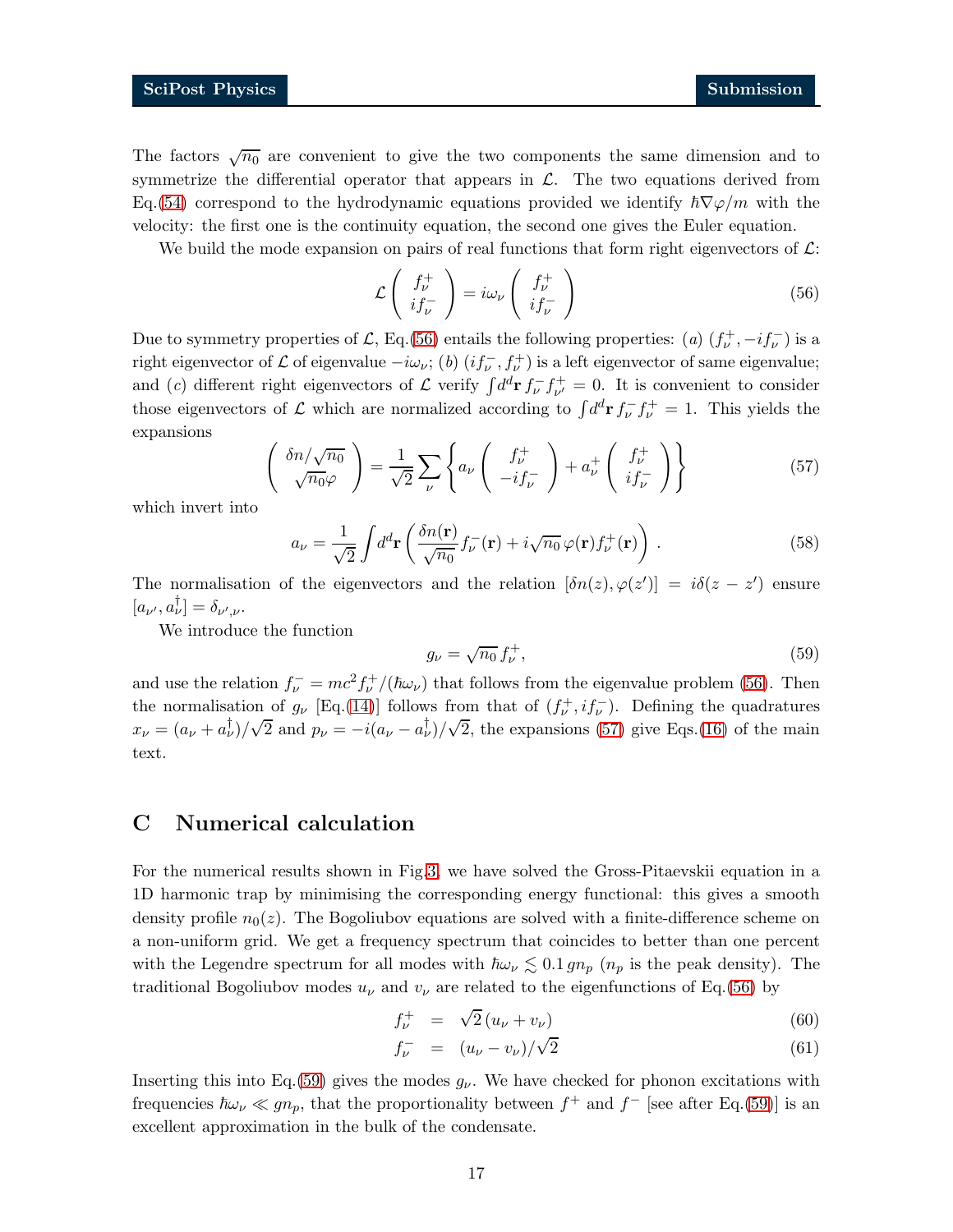The factors $\sqrt{n_0}$ are convenient to give the two components the same dimension and to symmetrize the differential operator that appears in $\mathcal{L}$. The two equations derived from Eq.(54) correspond to the hydrodynamic equations provided we identify $\hbar\nabla\varphi/m$ with the velocity: the first one is the continuity equation, the second one gives the Euler equation.

We build the mode expansion on pairs of real functions that form right eigenvectors of $\mathcal{L}$:

$$
\mathcal{L}\begin{pmatrix} f_\nu^+ \\ i f_\nu^- \end{pmatrix} = i\omega_\nu \begin{pmatrix} f_\nu^+ \\ i f_\nu^- \end{pmatrix} \tag{56}
$$

Due to symmetry properties of $\mathcal{L}$, Eq.(56) entails the following properties: $(a)$ $(f_\nu^+, -if_\nu^-)$ is a right eigenvector of $\mathcal{L}$ of eigenvalue $-i\omega_\nu$; $(b)$ $(if_\nu^-, f_\nu^+)$ is a left eigenvector of same eigenvalue; and $(c)$ different right eigenvectors of $\mathcal{L}$ verify $\int d^d\mathbf{r}\, f_\nu^- f_{\nu'}^+ = 0$. It is convenient to consider those eigenvectors of $\mathcal{L}$ which are normalized according to $\int d^d\mathbf{r}\, f_\nu^- f_\nu^+ = 1$. This yields the expansions

$$
\begin{pmatrix} \delta n/\sqrt{n_0} \\ \sqrt{n_0}\varphi \end{pmatrix} = \frac{1}{\sqrt{2}} \sum_\nu \left\{ a_\nu \begin{pmatrix} f_\nu^+ \\ -if_\nu^- \end{pmatrix} + a_\nu^+ \begin{pmatrix} f_\nu^+ \\ if_\nu^- \end{pmatrix} \right\} \tag{57}
$$

which invert into

$$
a_\nu = \frac{1}{\sqrt{2}} \int d^d\mathbf{r} \left( \frac{\delta n(\mathbf{r})}{\sqrt{n_0}} f_\nu^-(\mathbf{r}) + i\sqrt{n_0}\,\varphi(\mathbf{r}) f_\nu^+(\mathbf{r}) \right). \tag{58}
$$

The normalisation of the eigenvectors and the relation $[\delta n(z), \varphi(z')] = i\delta(z - z')$ ensure $[a_{\nu'}, a_\nu^\dagger] = \delta_{\nu',\nu}$.

We introduce the function

$$
g_\nu = \sqrt{n_0}\, f_\nu^+, \tag{59}
$$

and use the relation $f_\nu^- = mc^2 f_\nu^+/(\hbar\omega_\nu)$ that follows from the eigenvalue problem (56). Then the normalisation of $g_\nu$ [Eq.(14)] follows from that of $(f_\nu^+, if_\nu^-)$. Defining the quadratures $x_\nu = (a_\nu + a_\nu^\dagger)/\sqrt{2}$ and $p_\nu = -i(a_\nu - a_\nu^\dagger)/\sqrt{2}$, the expansions (57) give Eqs.(16) of the main text.

## C Numerical calculation

For the numerical results shown in Fig.3, we have solved the Gross-Pitaevskii equation in a 1D harmonic trap by minimising the corresponding energy functional: this gives a smooth density profile $n_0(z)$. The Bogoliubov equations are solved with a finite-difference scheme on a non-uniform grid. We get a frequency spectrum that coincides to better than one percent with the Legendre spectrum for all modes with $\hbar\omega_\nu \lesssim 0.1\, gn_p$ ($n_p$ is the peak density). The traditional Bogoliubov modes $u_\nu$ and $v_\nu$ are related to the eigenfunctions of Eq.(56) by

$$
f_\nu^+ = \sqrt{2}\,(u_\nu + v_\nu) \tag{60}
$$

$$
f_\nu^- = (u_\nu - v_\nu)/\sqrt{2} \tag{61}
$$

Inserting this into Eq.(59) gives the modes $g_\nu$. We have checked for phonon excitations with frequencies $\hbar\omega_\nu \ll gn_p$, that the proportionality between $f^+$ and $f^-$ [see after Eq.(59)] is an excellent approximation in the bulk of the condensate.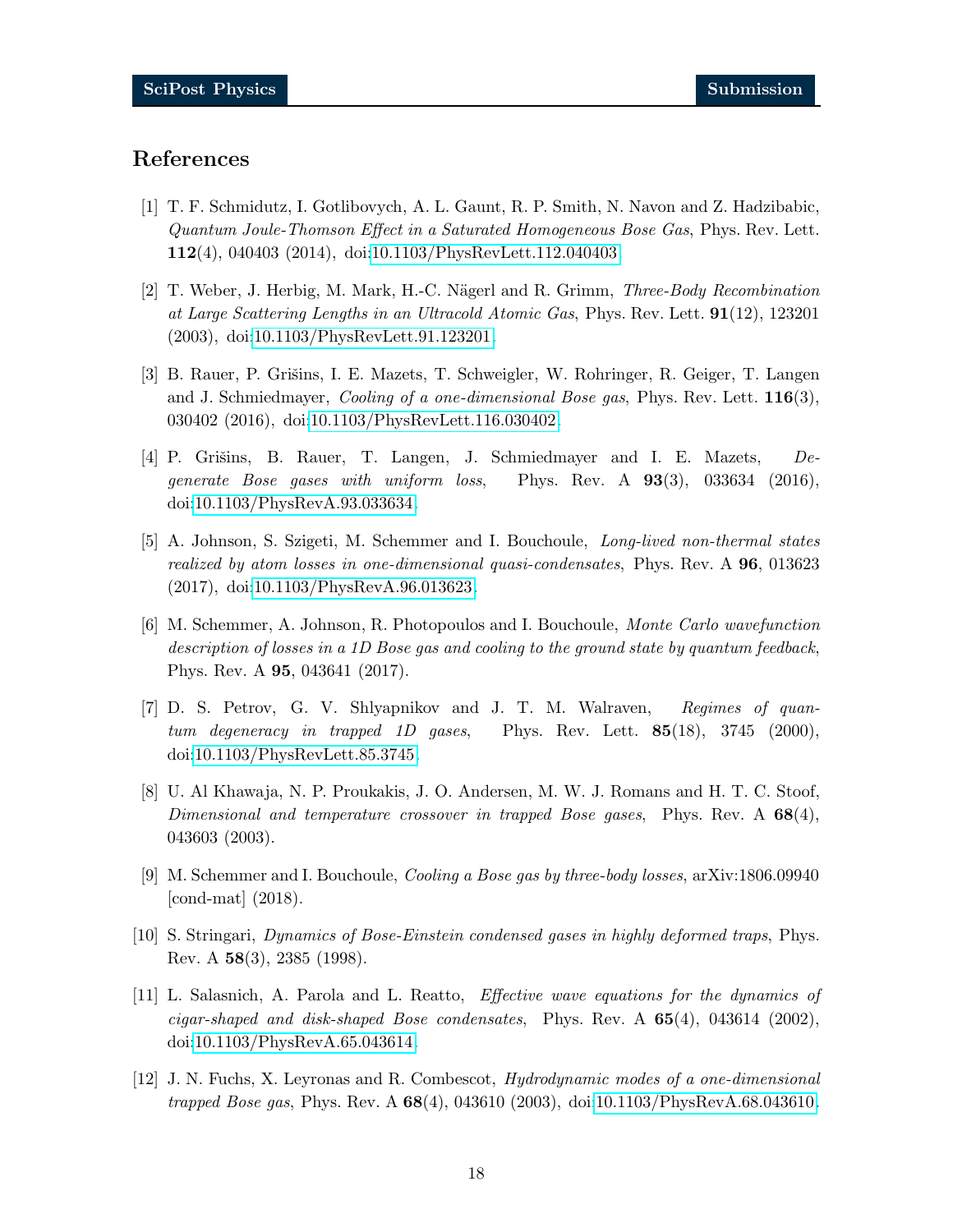# References

[1] T. F. Schmidutz, I. Gotlibovych, A. L. Gaunt, R. P. Smith, N. Navon and Z. Hadzibabic, *Quantum Joule-Thomson Effect in a Saturated Homogeneous Bose Gas*, Phys. Rev. Lett. **112**(4), 040403 (2014), doi:10.1103/PhysRevLett.112.040403.

[2] T. Weber, J. Herbig, M. Mark, H.-C. Nägerl and R. Grimm, *Three-Body Recombination at Large Scattering Lengths in an Ultracold Atomic Gas*, Phys. Rev. Lett. **91**(12), 123201 (2003), doi:10.1103/PhysRevLett.91.123201.

[3] B. Rauer, P. Grišins, I. E. Mazets, T. Schweigler, W. Rohringer, R. Geiger, T. Langen and J. Schmiedmayer, *Cooling of a one-dimensional Bose gas*, Phys. Rev. Lett. **116**(3), 030402 (2016), doi:10.1103/PhysRevLett.116.030402.

[4] P. Grišins, B. Rauer, T. Langen, J. Schmiedmayer and I. E. Mazets, *Degenerate Bose gases with uniform loss*, Phys. Rev. A **93**(3), 033634 (2016), doi:10.1103/PhysRevA.93.033634.

[5] A. Johnson, S. Szigeti, M. Schemmer and I. Bouchoule, *Long-lived non-thermal states realized by atom losses in one-dimensional quasi-condensates*, Phys. Rev. A **96**, 013623 (2017), doi:10.1103/PhysRevA.96.013623.

[6] M. Schemmer, A. Johnson, R. Photopoulos and I. Bouchoule, *Monte Carlo wavefunction description of losses in a 1D Bose gas and cooling to the ground state by quantum feedback*, Phys. Rev. A **95**, 043641 (2017).

[7] D. S. Petrov, G. V. Shlyapnikov and J. T. M. Walraven, *Regimes of quantum degeneracy in trapped 1D gases*, Phys. Rev. Lett. **85**(18), 3745 (2000), doi:10.1103/PhysRevLett.85.3745.

[8] U. Al Khawaja, N. P. Proukakis, J. O. Andersen, M. W. J. Romans and H. T. C. Stoof, *Dimensional and temperature crossover in trapped Bose gases*, Phys. Rev. A **68**(4), 043603 (2003).

[9] M. Schemmer and I. Bouchoule, *Cooling a Bose gas by three-body losses*, arXiv:1806.09940 [cond-mat] (2018).

[10] S. Stringari, *Dynamics of Bose-Einstein condensed gases in highly deformed traps*, Phys. Rev. A **58**(3), 2385 (1998).

[11] L. Salasnich, A. Parola and L. Reatto, *Effective wave equations for the dynamics of cigar-shaped and disk-shaped Bose condensates*, Phys. Rev. A **65**(4), 043614 (2002), doi:10.1103/PhysRevA.65.043614.

[12] J. N. Fuchs, X. Leyronas and R. Combescot, *Hydrodynamic modes of a one-dimensional trapped Bose gas*, Phys. Rev. A **68**(4), 043610 (2003), doi:10.1103/PhysRevA.68.043610.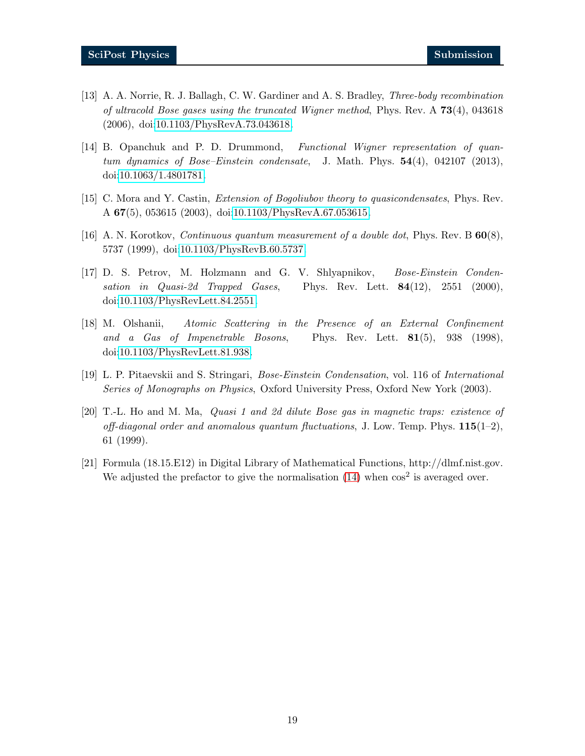[13] A. A. Norrie, R. J. Ballagh, C. W. Gardiner and A. S. Bradley, *Three-body recombination of ultracold Bose gases using the truncated Wigner method*, Phys. Rev. A **73**(4), 043618 (2006), doi:10.1103/PhysRevA.73.043618.

[14] B. Opanchuk and P. D. Drummond, *Functional Wigner representation of quantum dynamics of Bose–Einstein condensate*, J. Math. Phys. **54**(4), 042107 (2013), doi:10.1063/1.4801781.

[15] C. Mora and Y. Castin, *Extension of Bogoliubov theory to quasicondensates*, Phys. Rev. A **67**(5), 053615 (2003), doi:10.1103/PhysRevA.67.053615.

[16] A. N. Korotkov, *Continuous quantum measurement of a double dot*, Phys. Rev. B **60**(8), 5737 (1999), doi:10.1103/PhysRevB.60.5737.

[17] D. S. Petrov, M. Holzmann and G. V. Shlyapnikov, *Bose-Einstein Condensation in Quasi-2d Trapped Gases*, Phys. Rev. Lett. **84**(12), 2551 (2000), doi:10.1103/PhysRevLett.84.2551.

[18] M. Olshanii, *Atomic Scattering in the Presence of an External Confinement and a Gas of Impenetrable Bosons*, Phys. Rev. Lett. **81**(5), 938 (1998), doi:10.1103/PhysRevLett.81.938.

[19] L. P. Pitaevskii and S. Stringari, *Bose-Einstein Condensation*, vol. 116 of *International Series of Monographs on Physics*, Oxford University Press, Oxford New York (2003).

[20] T.-L. Ho and M. Ma, *Quasi 1 and 2d dilute Bose gas in magnetic traps: existence of off-diagonal order and anomalous quantum fluctuations*, J. Low. Temp. Phys. **115**(1–2), 61 (1999).

[21] Formula (18.15.E12) in Digital Library of Mathematical Functions, http://dlmf.nist.gov. We adjusted the prefactor to give the normalisation (14) when $\cos^2$ is averaged over.